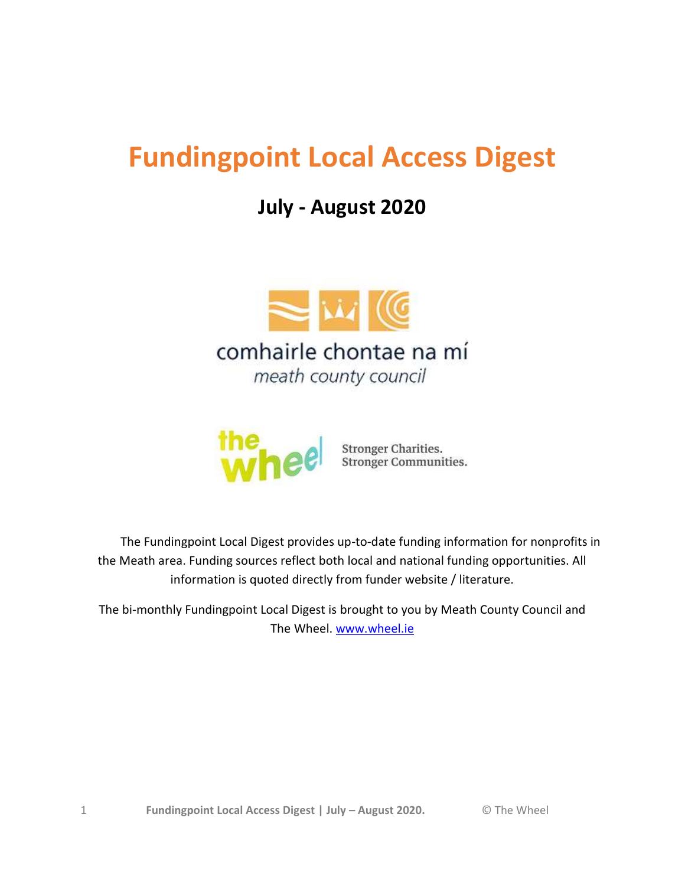# Fundingpoint Local Access Digest

## July - August 2020

comhairle chontae na mí

*meath county council*

the wheel — Stronger Charities. Stronger Communities.

The Fundingpoint Local Digest provides up-to-date funding information for nonprofits in the Meath area. Funding sources reflect both local and national funding opportunities. All information is quoted directly from funder website / literature.

The bi-monthly Fundingpoint Local Digest is brought to you by Meath County Council and The Wheel. www.wheel.ie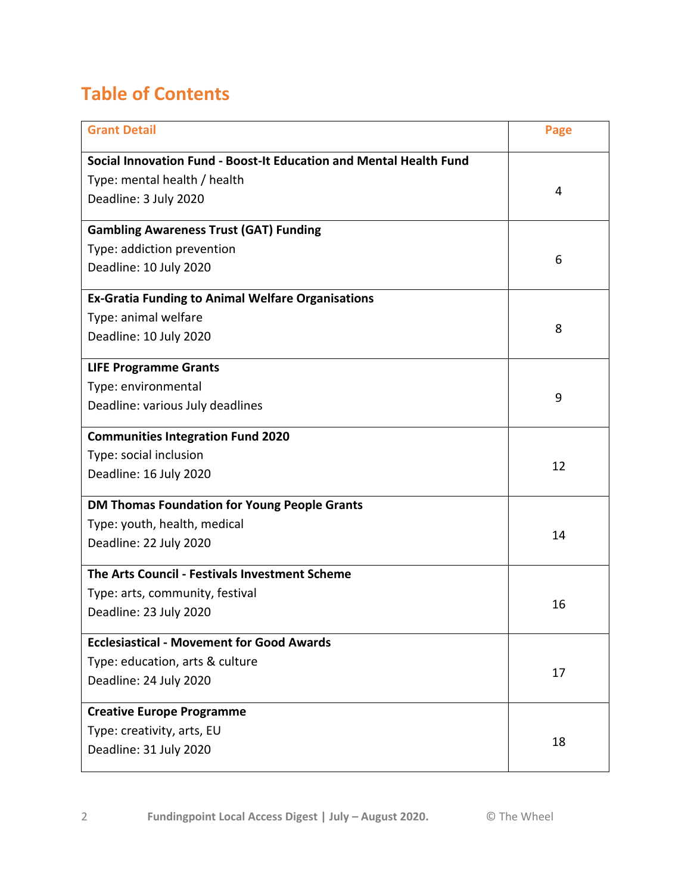## Table of Contents

| Grant Detail | Page |
|---|---|
| **Social Innovation Fund - Boost-It Education and Mental Health Fund**<br>Type: mental health / health<br>Deadline: 3 July 2020 | 4 |
| **Gambling Awareness Trust (GAT) Funding**<br>Type: addiction prevention<br>Deadline: 10 July 2020 | 6 |
| **Ex-Gratia Funding to Animal Welfare Organisations**<br>Type: animal welfare<br>Deadline: 10 July 2020 | 8 |
| **LIFE Programme Grants**<br>Type: environmental<br>Deadline: various July deadlines | 9 |
| **Communities Integration Fund 2020**<br>Type: social inclusion<br>Deadline: 16 July 2020 | 12 |
| **DM Thomas Foundation for Young People Grants**<br>Type: youth, health, medical<br>Deadline: 22 July 2020 | 14 |
| **The Arts Council - Festivals Investment Scheme**<br>Type: arts, community, festival<br>Deadline: 23 July 2020 | 16 |
| **Ecclesiastical - Movement for Good Awards**<br>Type: education, arts & culture<br>Deadline: 24 July 2020 | 17 |
| **Creative Europe Programme**<br>Type: creativity, arts, EU<br>Deadline: 31 July 2020 | 18 |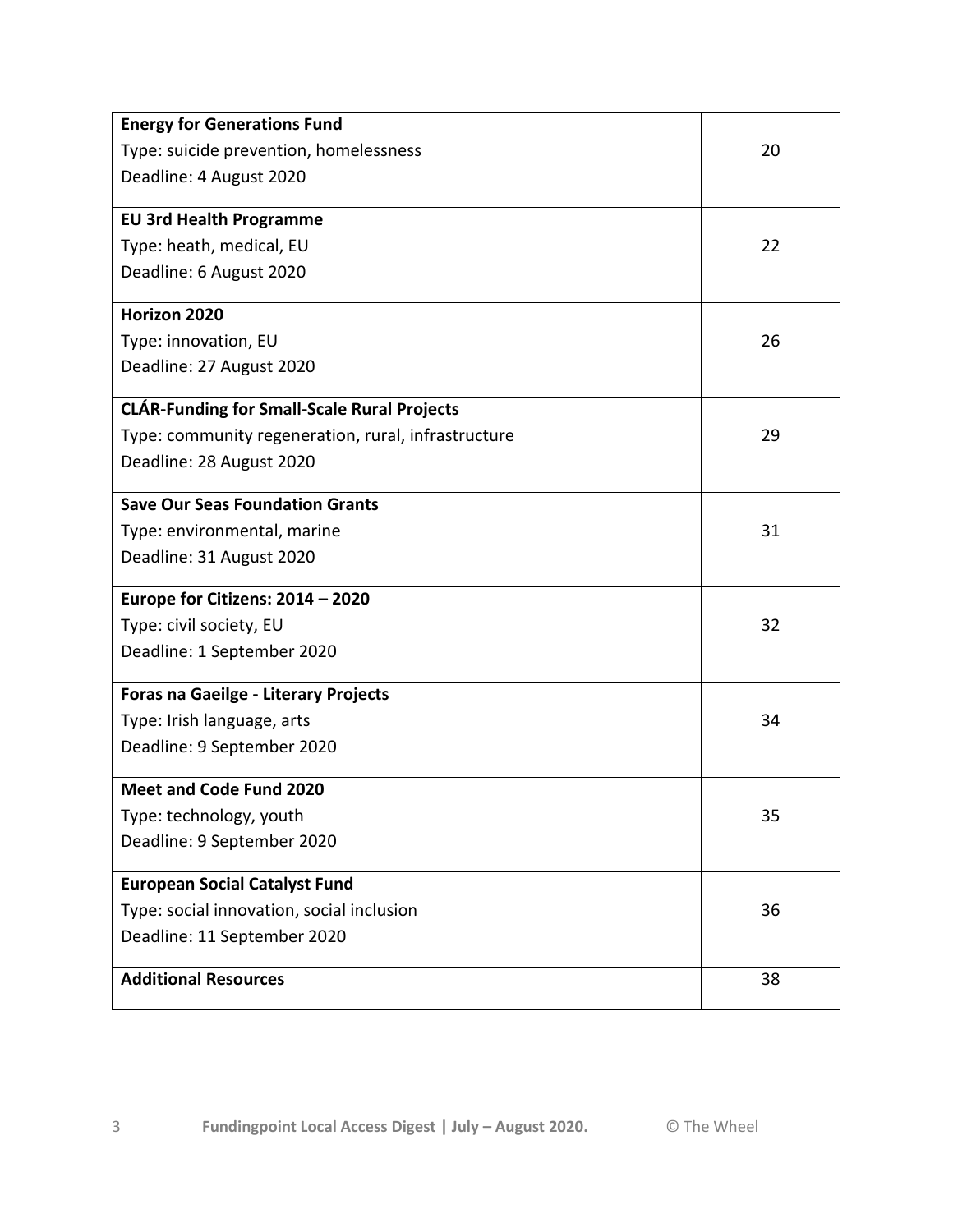| | |
|---|---|
| **Energy for Generations Fund**<br>Type: suicide prevention, homelessness<br>Deadline: 4 August 2020 | 20 |
| **EU 3rd Health Programme**<br>Type: heath, medical, EU<br>Deadline: 6 August 2020 | 22 |
| **Horizon 2020**<br>Type: innovation, EU<br>Deadline: 27 August 2020 | 26 |
| **CLÁR-Funding for Small-Scale Rural Projects**<br>Type: community regeneration, rural, infrastructure<br>Deadline: 28 August 2020 | 29 |
| **Save Our Seas Foundation Grants**<br>Type: environmental, marine<br>Deadline: 31 August 2020 | 31 |
| **Europe for Citizens: 2014 – 2020**<br>Type: civil society, EU<br>Deadline: 1 September 2020 | 32 |
| **Foras na Gaeilge - Literary Projects**<br>Type: Irish language, arts<br>Deadline: 9 September 2020 | 34 |
| **Meet and Code Fund 2020**<br>Type: technology, youth<br>Deadline: 9 September 2020 | 35 |
| **European Social Catalyst Fund**<br>Type: social innovation, social inclusion<br>Deadline: 11 September 2020 | 36 |
| **Additional Resources** | 38 |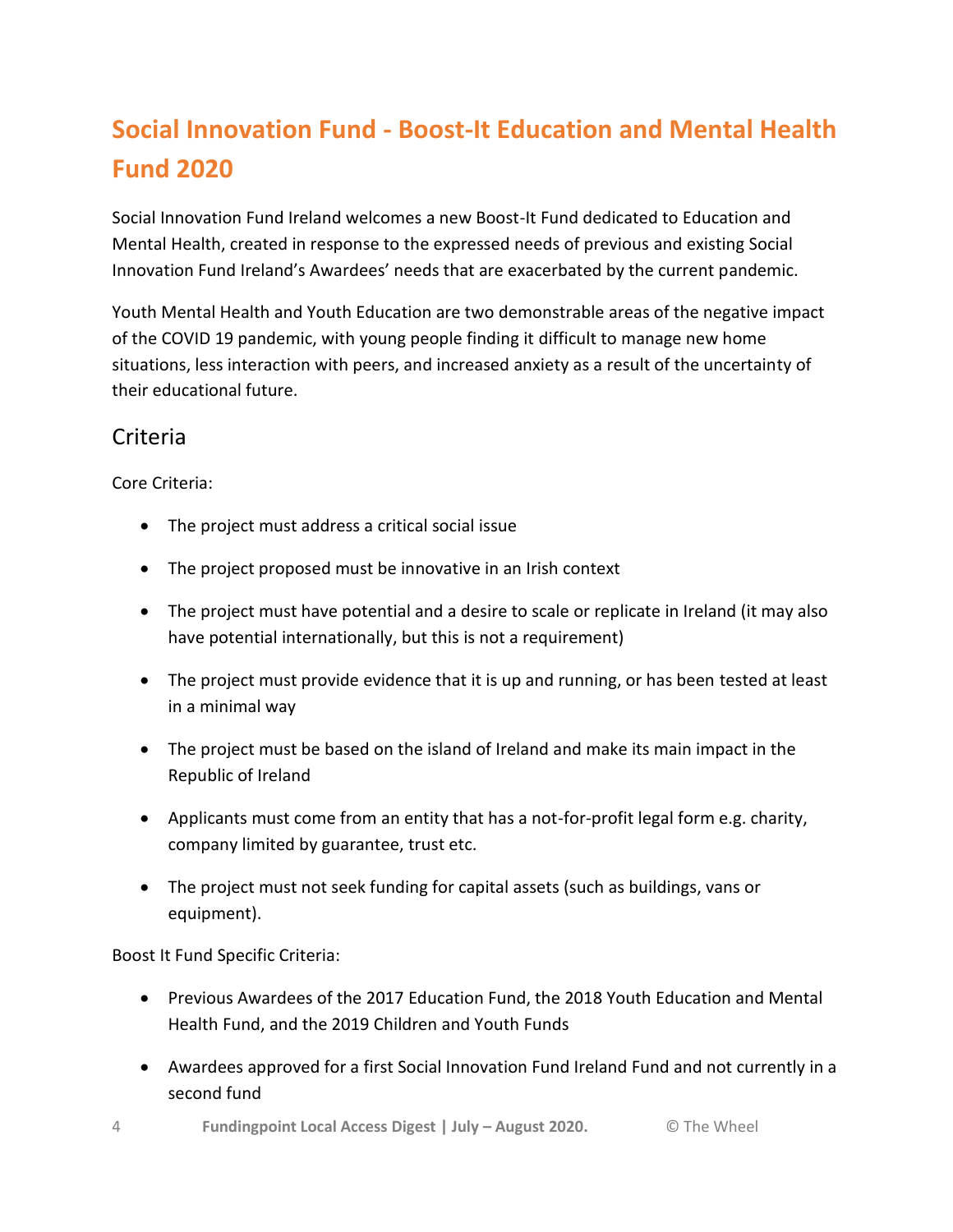# Social Innovation Fund - Boost-It Education and Mental Health Fund 2020

Social Innovation Fund Ireland welcomes a new Boost-It Fund dedicated to Education and Mental Health, created in response to the expressed needs of previous and existing Social Innovation Fund Ireland's Awardees' needs that are exacerbated by the current pandemic.

Youth Mental Health and Youth Education are two demonstrable areas of the negative impact of the COVID 19 pandemic, with young people finding it difficult to manage new home situations, less interaction with peers, and increased anxiety as a result of the uncertainty of their educational future.

## Criteria

Core Criteria:

- The project must address a critical social issue
- The project proposed must be innovative in an Irish context
- The project must have potential and a desire to scale or replicate in Ireland (it may also have potential internationally, but this is not a requirement)
- The project must provide evidence that it is up and running, or has been tested at least in a minimal way
- The project must be based on the island of Ireland and make its main impact in the Republic of Ireland
- Applicants must come from an entity that has a not-for-profit legal form e.g. charity, company limited by guarantee, trust etc.
- The project must not seek funding for capital assets (such as buildings, vans or equipment).

Boost It Fund Specific Criteria:

- Previous Awardees of the 2017 Education Fund, the 2018 Youth Education and Mental Health Fund, and the 2019 Children and Youth Funds
- Awardees approved for a first Social Innovation Fund Ireland Fund and not currently in a second fund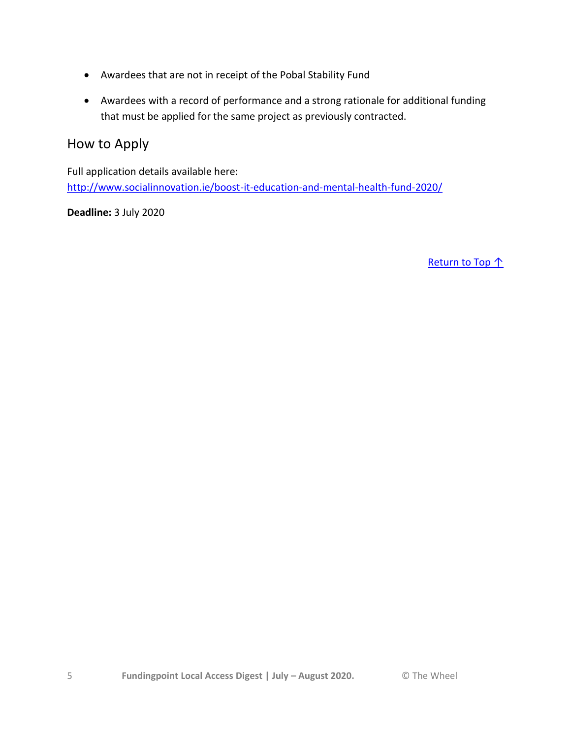- Awardees that are not in receipt of the Pobal Stability Fund
- Awardees with a record of performance and a strong rationale for additional funding that must be applied for the same project as previously contracted.

## How to Apply

Full application details available here:
[http://www.socialinnovation.ie/boost-it-education-and-mental-health-fund-2020/](http://www.socialinnovation.ie/boost-it-education-and-mental-health-fund-2020/)

**Deadline:** 3 July 2020

Return to Top ↑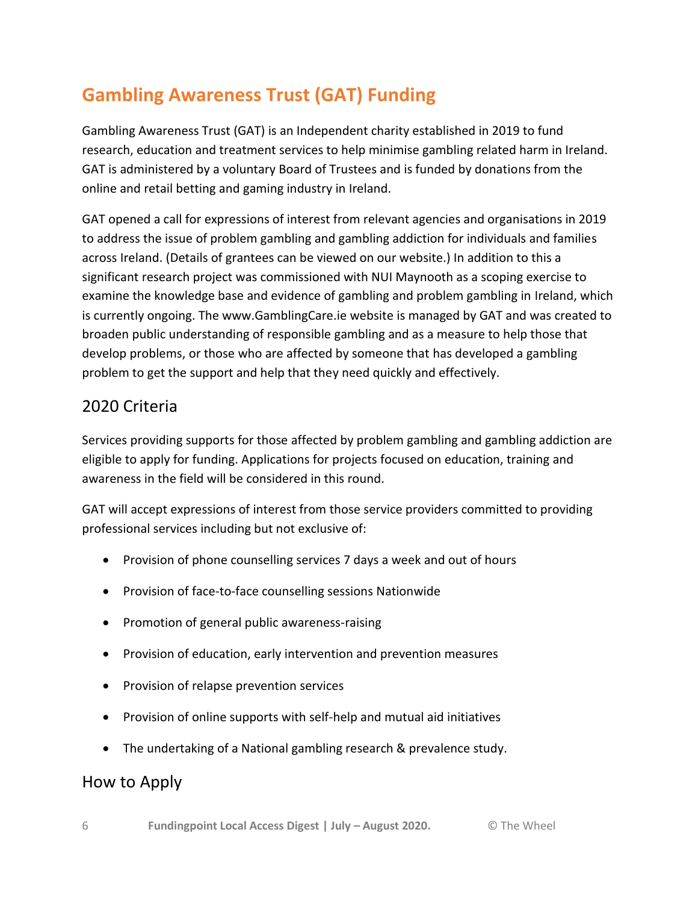# Gambling Awareness Trust (GAT) Funding

Gambling Awareness Trust (GAT) is an Independent charity established in 2019 to fund research, education and treatment services to help minimise gambling related harm in Ireland. GAT is administered by a voluntary Board of Trustees and is funded by donations from the online and retail betting and gaming industry in Ireland.

GAT opened a call for expressions of interest from relevant agencies and organisations in 2019 to address the issue of problem gambling and gambling addiction for individuals and families across Ireland. (Details of grantees can be viewed on our website.) In addition to this a significant research project was commissioned with NUI Maynooth as a scoping exercise to examine the knowledge base and evidence of gambling and problem gambling in Ireland, which is currently ongoing. The www.GamblingCare.ie website is managed by GAT and was created to broaden public understanding of responsible gambling and as a measure to help those that develop problems, or those who are affected by someone that has developed a gambling problem to get the support and help that they need quickly and effectively.

## 2020 Criteria

Services providing supports for those affected by problem gambling and gambling addiction are eligible to apply for funding. Applications for projects focused on education, training and awareness in the field will be considered in this round.

GAT will accept expressions of interest from those service providers committed to providing professional services including but not exclusive of:

- Provision of phone counselling services 7 days a week and out of hours
- Provision of face-to-face counselling sessions Nationwide
- Promotion of general public awareness-raising
- Provision of education, early intervention and prevention measures
- Provision of relapse prevention services
- Provision of online supports with self-help and mutual aid initiatives
- The undertaking of a National gambling research & prevalence study.

## How to Apply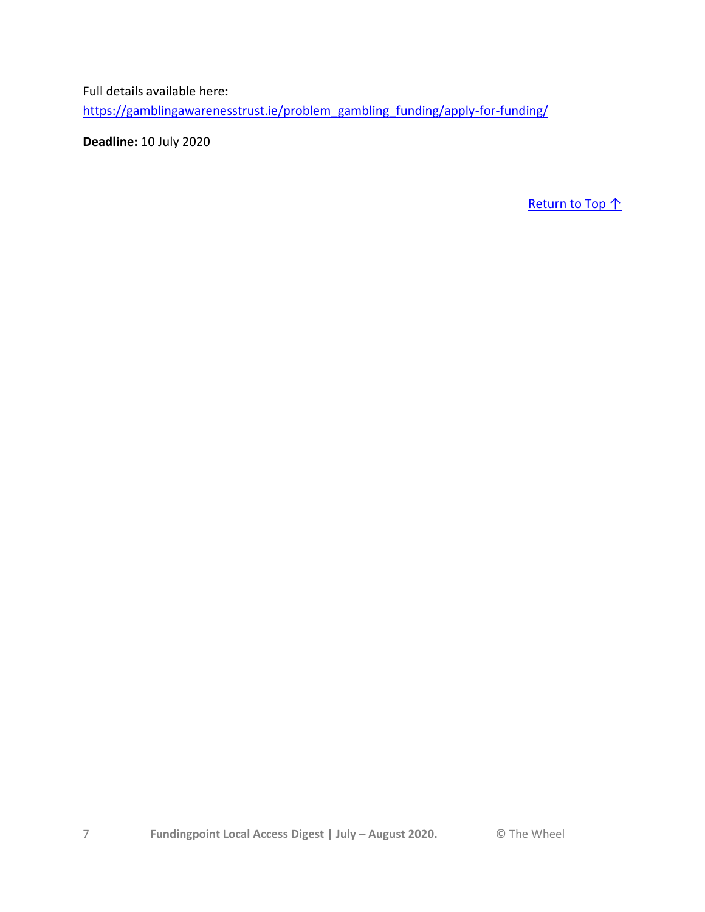Full details available here:
[https://gamblingawarenesstrust.ie/problem_gambling_funding/apply-for-funding/](https://gamblingawarenesstrust.ie/problem_gambling_funding/apply-for-funding/)

**Deadline:** 10 July 2020

Return to Top ↑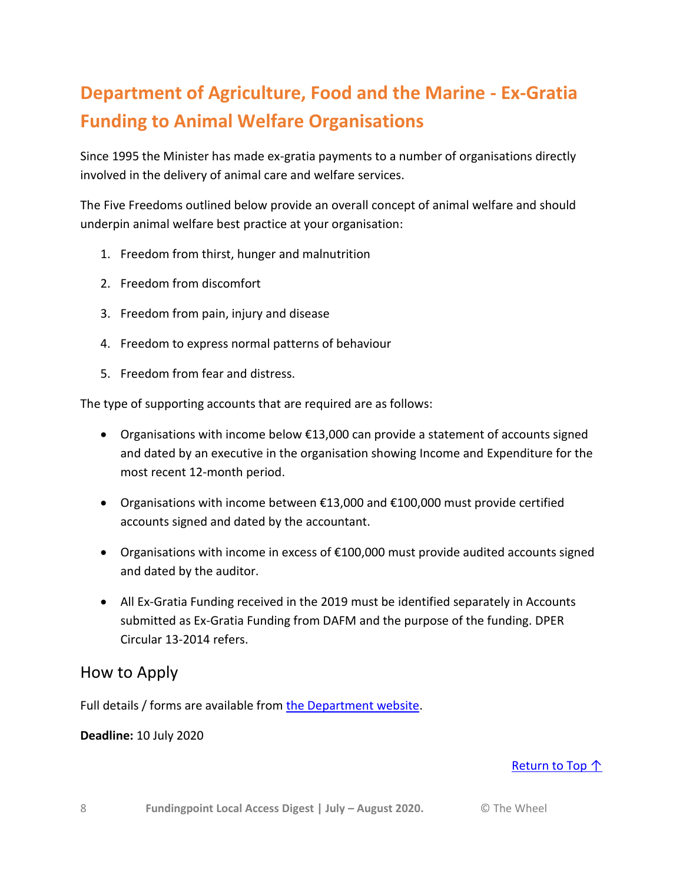## Department of Agriculture, Food and the Marine - Ex-Gratia Funding to Animal Welfare Organisations

Since 1995 the Minister has made ex-gratia payments to a number of organisations directly involved in the delivery of animal care and welfare services.

The Five Freedoms outlined below provide an overall concept of animal welfare and should underpin animal welfare best practice at your organisation:

1. Freedom from thirst, hunger and malnutrition
2. Freedom from discomfort
3. Freedom from pain, injury and disease
4. Freedom to express normal patterns of behaviour
5. Freedom from fear and distress.

The type of supporting accounts that are required are as follows:

- Organisations with income below €13,000 can provide a statement of accounts signed and dated by an executive in the organisation showing Income and Expenditure for the most recent 12-month period.
- Organisations with income between €13,000 and €100,000 must provide certified accounts signed and dated by the accountant.
- Organisations with income in excess of €100,000 must provide audited accounts signed and dated by the auditor.
- All Ex-Gratia Funding received in the 2019 must be identified separately in Accounts submitted as Ex-Gratia Funding from DAFM and the purpose of the funding. DPER Circular 13-2014 refers.

### How to Apply

Full details / forms are available from [the Department website](#).

**Deadline:** 10 July 2020

[Return to Top ↑](#)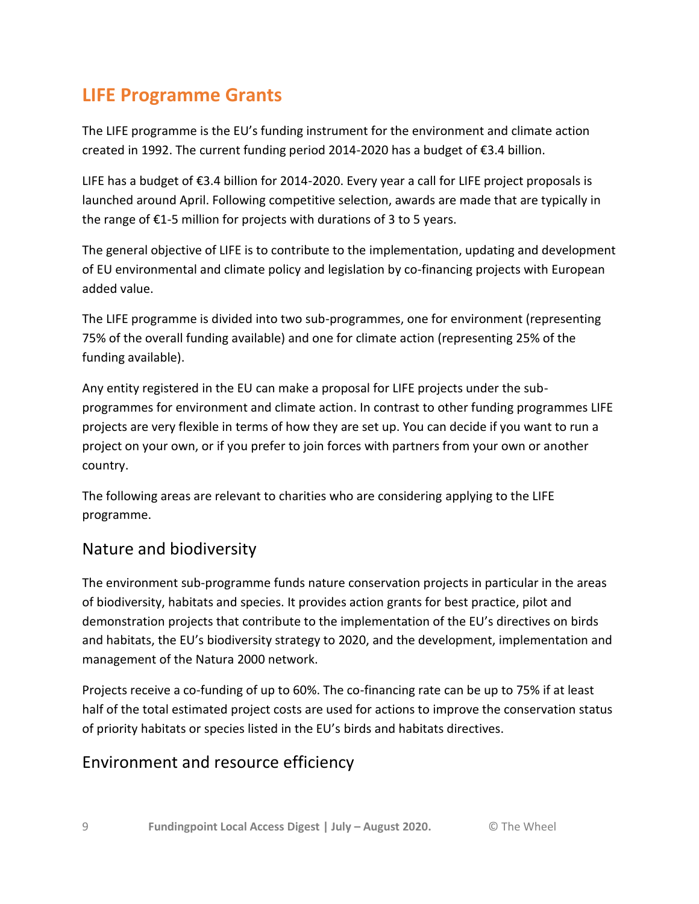## LIFE Programme Grants

The LIFE programme is the EU's funding instrument for the environment and climate action created in 1992. The current funding period 2014-2020 has a budget of €3.4 billion.

LIFE has a budget of €3.4 billion for 2014-2020. Every year a call for LIFE project proposals is launched around April. Following competitive selection, awards are made that are typically in the range of €1-5 million for projects with durations of 3 to 5 years.

The general objective of LIFE is to contribute to the implementation, updating and development of EU environmental and climate policy and legislation by co-financing projects with European added value.

The LIFE programme is divided into two sub-programmes, one for environment (representing 75% of the overall funding available) and one for climate action (representing 25% of the funding available).

Any entity registered in the EU can make a proposal for LIFE projects under the sub-programmes for environment and climate action. In contrast to other funding programmes LIFE projects are very flexible in terms of how they are set up. You can decide if you want to run a project on your own, or if you prefer to join forces with partners from your own or another country.

The following areas are relevant to charities who are considering applying to the LIFE programme.

### Nature and biodiversity

The environment sub-programme funds nature conservation projects in particular in the areas of biodiversity, habitats and species. It provides action grants for best practice, pilot and demonstration projects that contribute to the implementation of the EU's directives on birds and habitats, the EU's biodiversity strategy to 2020, and the development, implementation and management of the Natura 2000 network.

Projects receive a co-funding of up to 60%. The co-financing rate can be up to 75% if at least half of the total estimated project costs are used for actions to improve the conservation status of priority habitats or species listed in the EU's birds and habitats directives.

### Environment and resource efficiency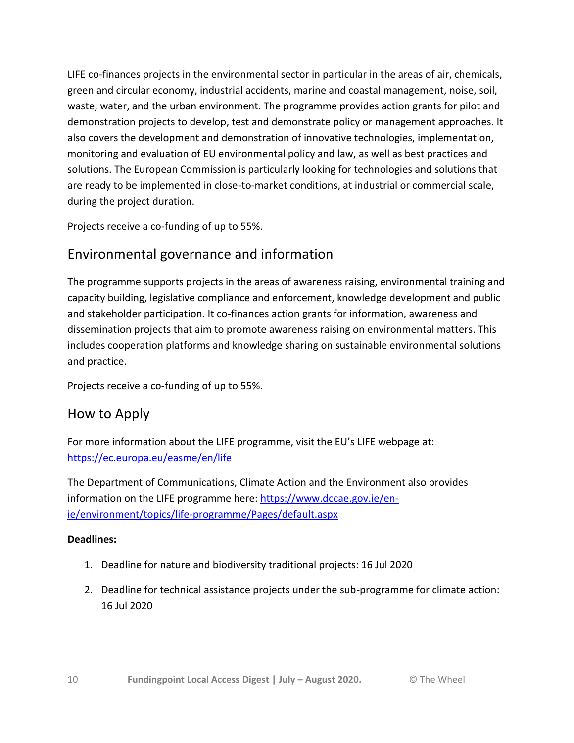LIFE co-finances projects in the environmental sector in particular in the areas of air, chemicals, green and circular economy, industrial accidents, marine and coastal management, noise, soil, waste, water, and the urban environment. The programme provides action grants for pilot and demonstration projects to develop, test and demonstrate policy or management approaches. It also covers the development and demonstration of innovative technologies, implementation, monitoring and evaluation of EU environmental policy and law, as well as best practices and solutions. The European Commission is particularly looking for technologies and solutions that are ready to be implemented in close-to-market conditions, at industrial or commercial scale, during the project duration.

Projects receive a co-funding of up to 55%.

## Environmental governance and information

The programme supports projects in the areas of awareness raising, environmental training and capacity building, legislative compliance and enforcement, knowledge development and public and stakeholder participation. It co-finances action grants for information, awareness and dissemination projects that aim to promote awareness raising on environmental matters. This includes cooperation platforms and knowledge sharing on sustainable environmental solutions and practice.

Projects receive a co-funding of up to 55%.

## How to Apply

For more information about the LIFE programme, visit the EU's LIFE webpage at: https://ec.europa.eu/easme/en/life

The Department of Communications, Climate Action and the Environment also provides information on the LIFE programme here: https://www.dccae.gov.ie/en-ie/environment/topics/life-programme/Pages/default.aspx

**Deadlines:**

1. Deadline for nature and biodiversity traditional projects: 16 Jul 2020
2. Deadline for technical assistance projects under the sub-programme for climate action: 16 Jul 2020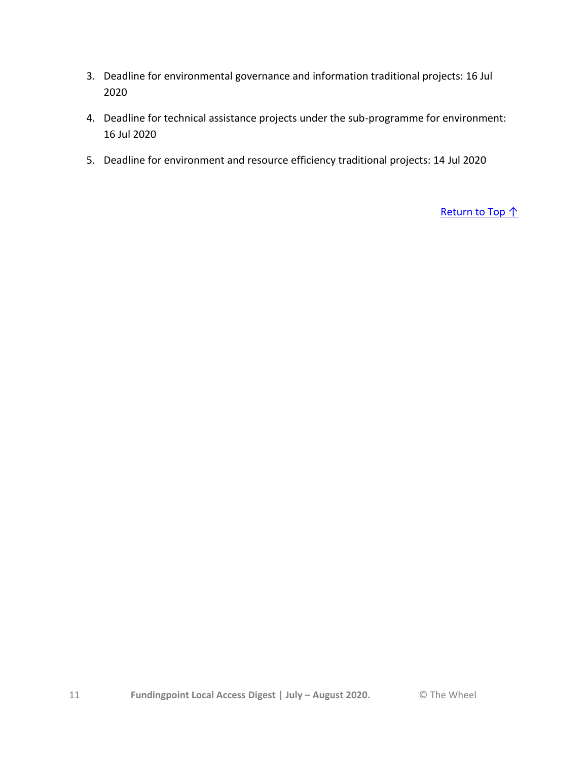3. Deadline for environmental governance and information traditional projects: 16 Jul 2020
4. Deadline for technical assistance projects under the sub-programme for environment: 16 Jul 2020
5. Deadline for environment and resource efficiency traditional projects: 14 Jul 2020

Return to Top ↑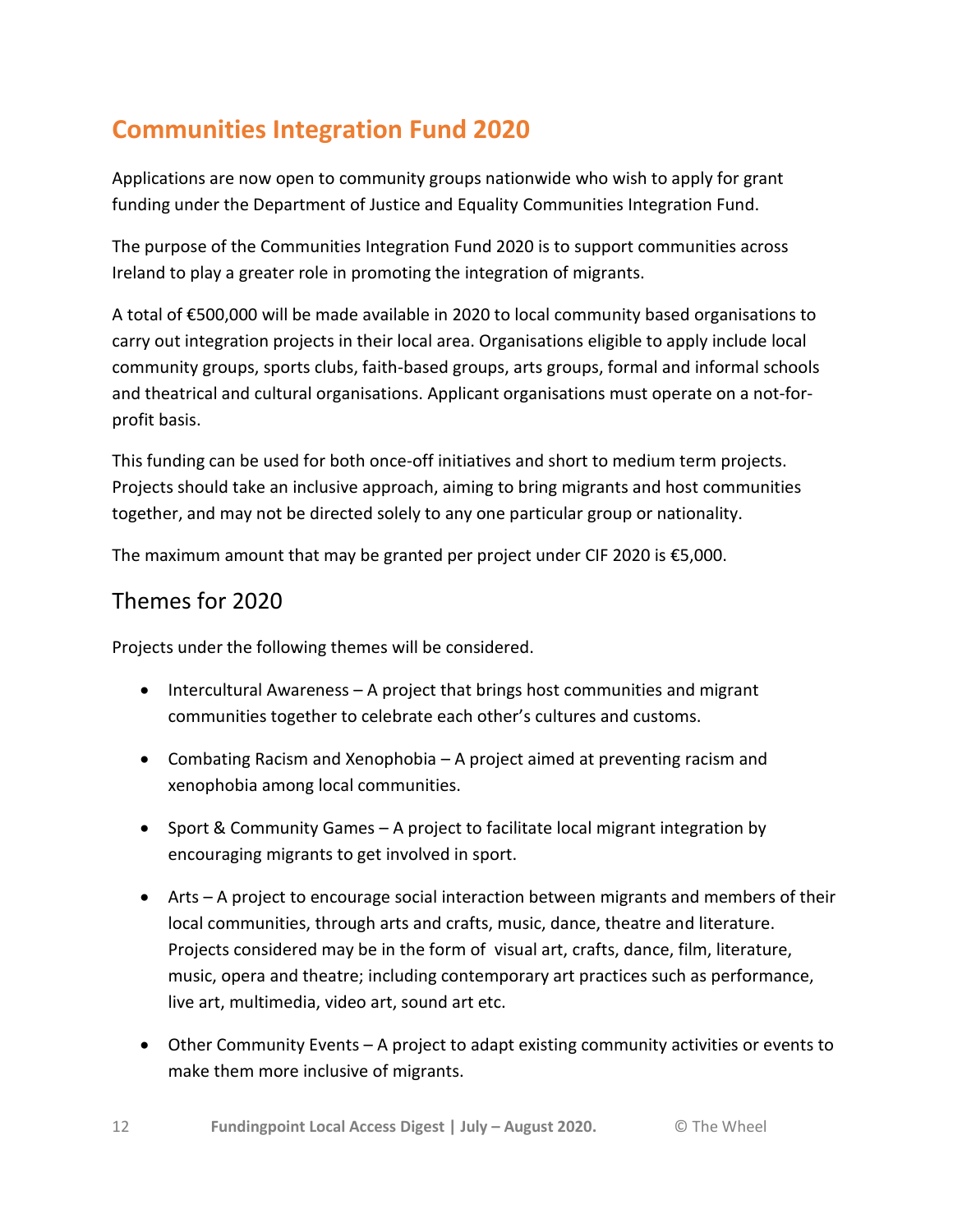## Communities Integration Fund 2020

Applications are now open to community groups nationwide who wish to apply for grant funding under the Department of Justice and Equality Communities Integration Fund.

The purpose of the Communities Integration Fund 2020 is to support communities across Ireland to play a greater role in promoting the integration of migrants.

A total of €500,000 will be made available in 2020 to local community based organisations to carry out integration projects in their local area. Organisations eligible to apply include local community groups, sports clubs, faith-based groups, arts groups, formal and informal schools and theatrical and cultural organisations. Applicant organisations must operate on a not-for-profit basis.

This funding can be used for both once-off initiatives and short to medium term projects. Projects should take an inclusive approach, aiming to bring migrants and host communities together, and may not be directed solely to any one particular group or nationality.

The maximum amount that may be granted per project under CIF 2020 is €5,000.

### Themes for 2020

Projects under the following themes will be considered.

- Intercultural Awareness – A project that brings host communities and migrant communities together to celebrate each other's cultures and customs.
- Combating Racism and Xenophobia – A project aimed at preventing racism and xenophobia among local communities.
- Sport & Community Games – A project to facilitate local migrant integration by encouraging migrants to get involved in sport.
- Arts – A project to encourage social interaction between migrants and members of their local communities, through arts and crafts, music, dance, theatre and literature. Projects considered may be in the form of visual art, crafts, dance, film, literature, music, opera and theatre; including contemporary art practices such as performance, live art, multimedia, video art, sound art etc.
- Other Community Events – A project to adapt existing community activities or events to make them more inclusive of migrants.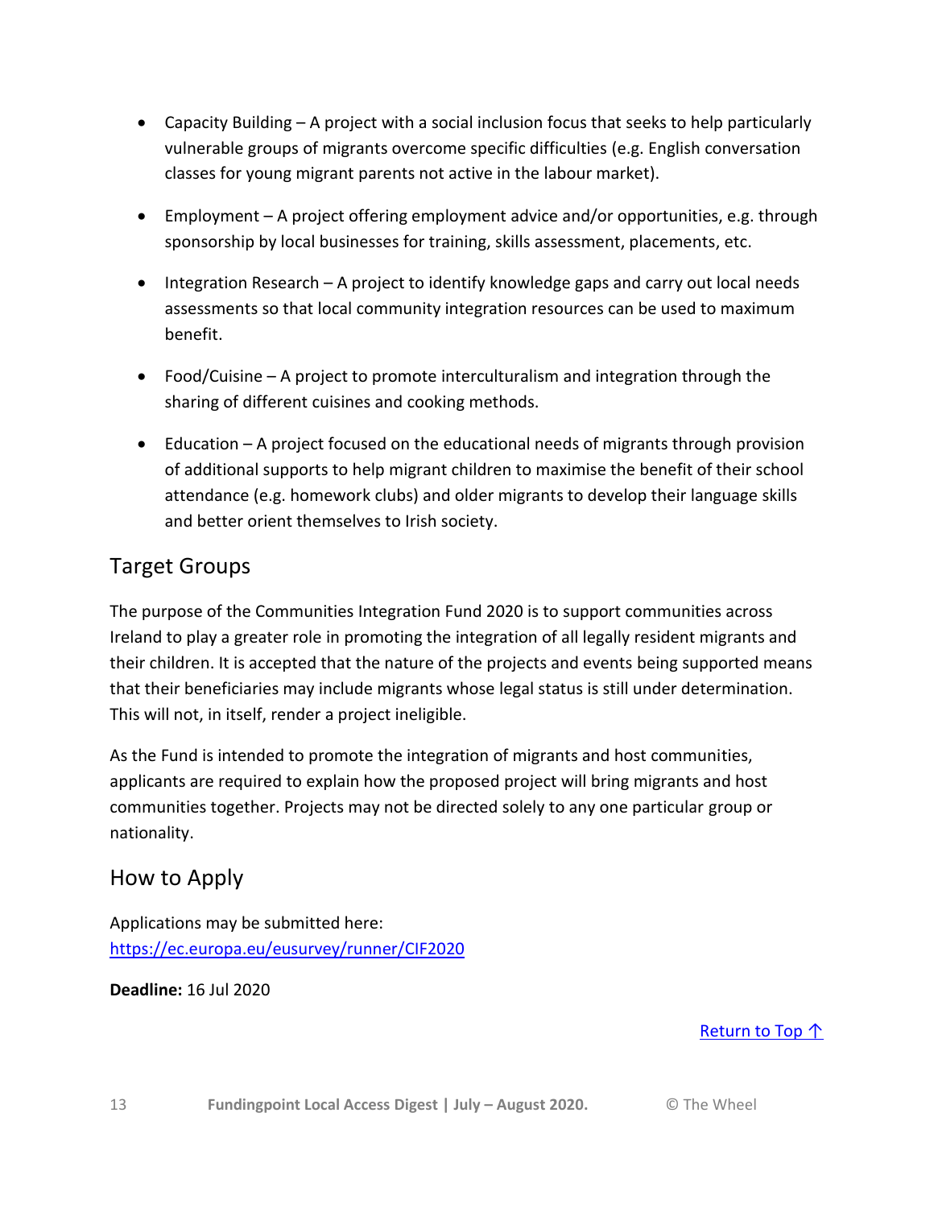- Capacity Building – A project with a social inclusion focus that seeks to help particularly vulnerable groups of migrants overcome specific difficulties (e.g. English conversation classes for young migrant parents not active in the labour market).
- Employment – A project offering employment advice and/or opportunities, e.g. through sponsorship by local businesses for training, skills assessment, placements, etc.
- Integration Research – A project to identify knowledge gaps and carry out local needs assessments so that local community integration resources can be used to maximum benefit.
- Food/Cuisine – A project to promote interculturalism and integration through the sharing of different cuisines and cooking methods.
- Education – A project focused on the educational needs of migrants through provision of additional supports to help migrant children to maximise the benefit of their school attendance (e.g. homework clubs) and older migrants to develop their language skills and better orient themselves to Irish society.

## Target Groups

The purpose of the Communities Integration Fund 2020 is to support communities across Ireland to play a greater role in promoting the integration of all legally resident migrants and their children. It is accepted that the nature of the projects and events being supported means that their beneficiaries may include migrants whose legal status is still under determination. This will not, in itself, render a project ineligible.

As the Fund is intended to promote the integration of migrants and host communities, applicants are required to explain how the proposed project will bring migrants and host communities together. Projects may not be directed solely to any one particular group or nationality.

## How to Apply

Applications may be submitted here: https://ec.europa.eu/eusurvey/runner/CIF2020

**Deadline:** 16 Jul 2020

Return to Top ↑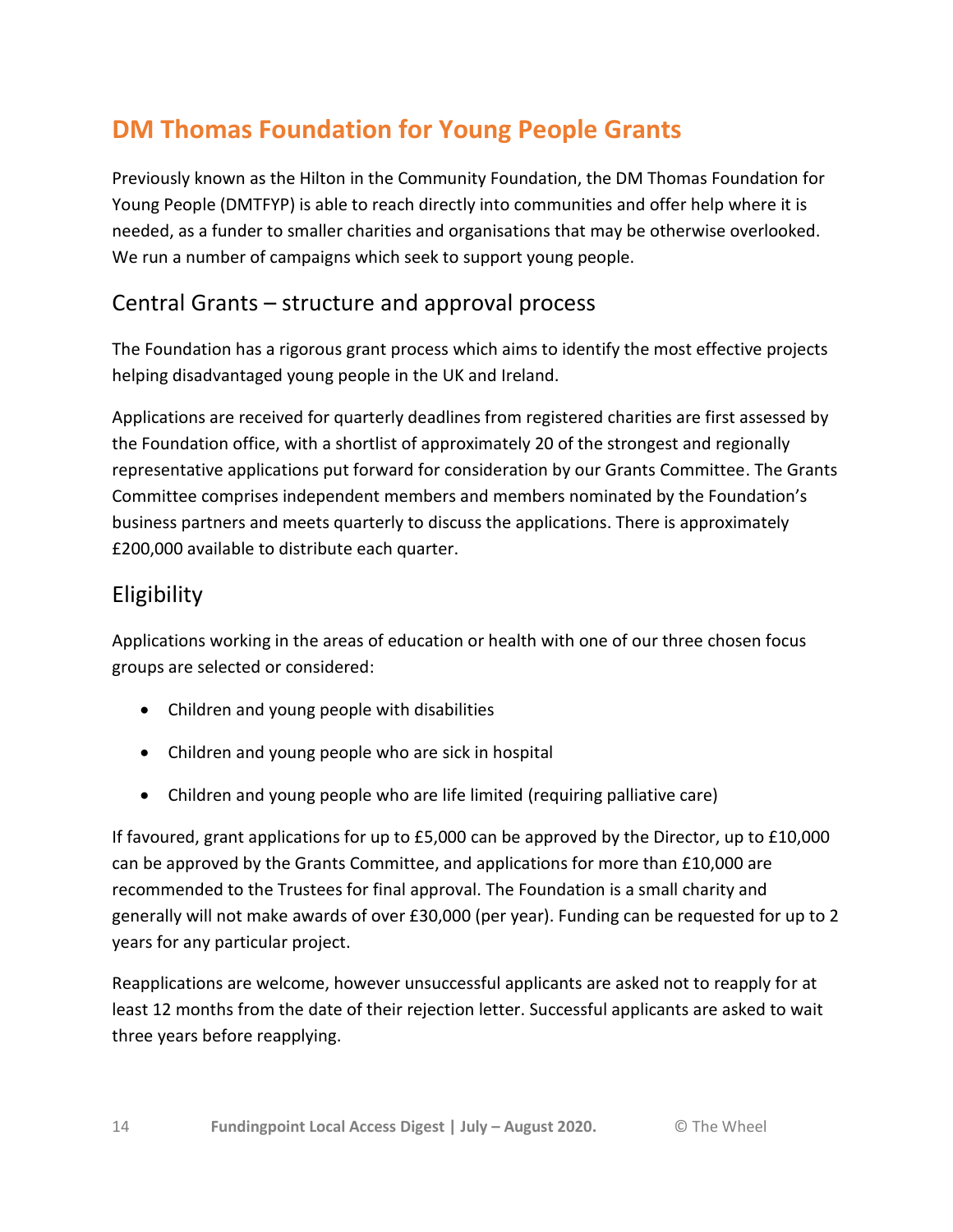# DM Thomas Foundation for Young People Grants

Previously known as the Hilton in the Community Foundation, the DM Thomas Foundation for Young People (DMTFYP) is able to reach directly into communities and offer help where it is needed, as a funder to smaller charities and organisations that may be otherwise overlooked. We run a number of campaigns which seek to support young people.

## Central Grants – structure and approval process

The Foundation has a rigorous grant process which aims to identify the most effective projects helping disadvantaged young people in the UK and Ireland.

Applications are received for quarterly deadlines from registered charities are first assessed by the Foundation office, with a shortlist of approximately 20 of the strongest and regionally representative applications put forward for consideration by our Grants Committee. The Grants Committee comprises independent members and members nominated by the Foundation's business partners and meets quarterly to discuss the applications. There is approximately £200,000 available to distribute each quarter.

## Eligibility

Applications working in the areas of education or health with one of our three chosen focus groups are selected or considered:

- Children and young people with disabilities
- Children and young people who are sick in hospital
- Children and young people who are life limited (requiring palliative care)

If favoured, grant applications for up to £5,000 can be approved by the Director, up to £10,000 can be approved by the Grants Committee, and applications for more than £10,000 are recommended to the Trustees for final approval. The Foundation is a small charity and generally will not make awards of over £30,000 (per year). Funding can be requested for up to 2 years for any particular project.

Reapplications are welcome, however unsuccessful applicants are asked not to reapply for at least 12 months from the date of their rejection letter. Successful applicants are asked to wait three years before reapplying.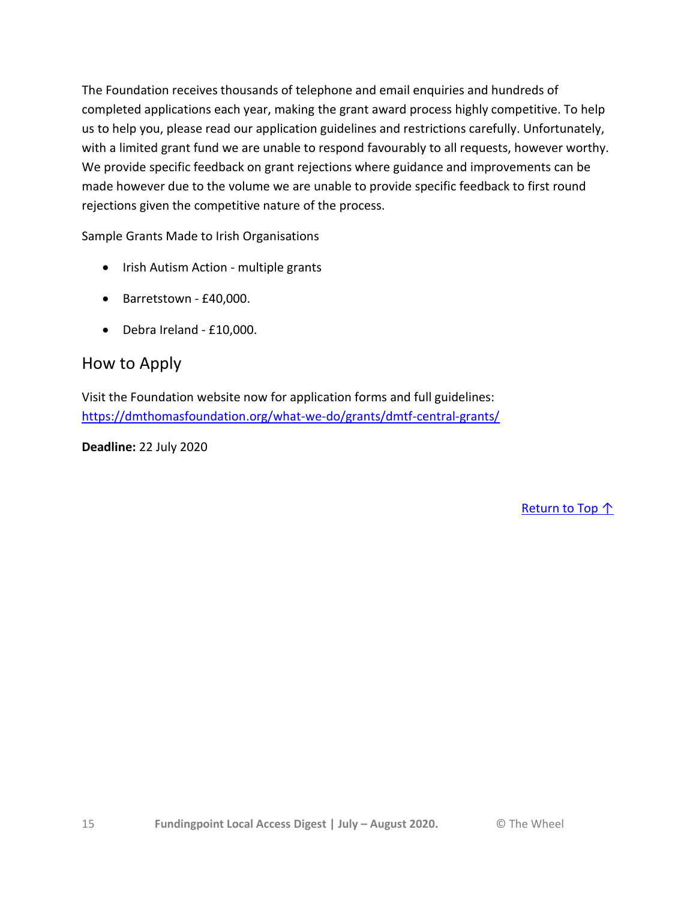The Foundation receives thousands of telephone and email enquiries and hundreds of completed applications each year, making the grant award process highly competitive. To help us to help you, please read our application guidelines and restrictions carefully. Unfortunately, with a limited grant fund we are unable to respond favourably to all requests, however worthy. We provide specific feedback on grant rejections where guidance and improvements can be made however due to the volume we are unable to provide specific feedback to first round rejections given the competitive nature of the process.

Sample Grants Made to Irish Organisations

- Irish Autism Action - multiple grants
- Barretstown - £40,000.
- Debra Ireland - £10,000.

## How to Apply

Visit the Foundation website now for application forms and full guidelines: https://dmthomasfoundation.org/what-we-do/grants/dmtf-central-grants/

**Deadline:** 22 July 2020

Return to Top ↑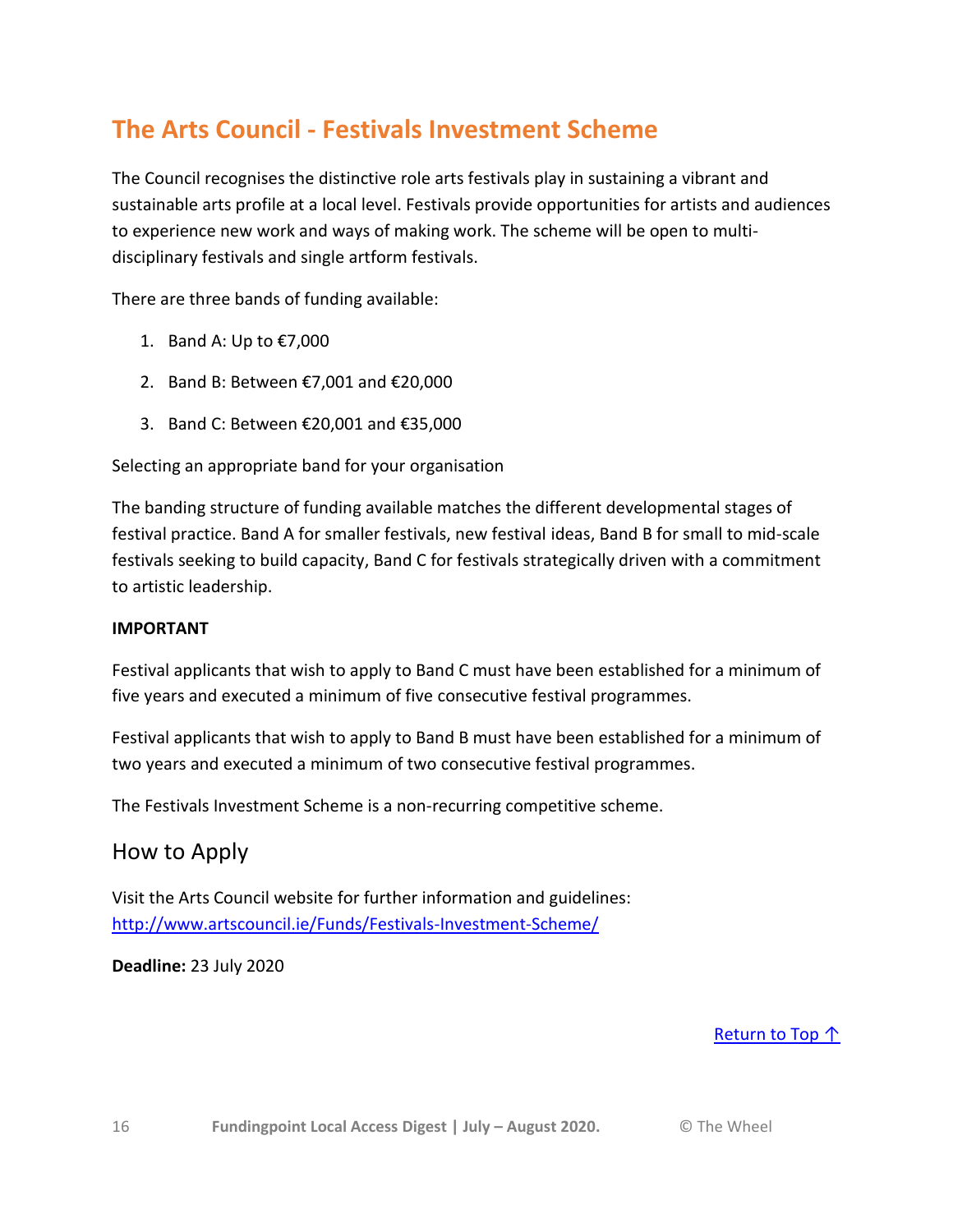## The Arts Council - Festivals Investment Scheme

The Council recognises the distinctive role arts festivals play in sustaining a vibrant and sustainable arts profile at a local level. Festivals provide opportunities for artists and audiences to experience new work and ways of making work. The scheme will be open to multi-disciplinary festivals and single artform festivals.

There are three bands of funding available:

1. Band A: Up to €7,000
2. Band B: Between €7,001 and €20,000
3. Band C: Between €20,001 and €35,000

Selecting an appropriate band for your organisation

The banding structure of funding available matches the different developmental stages of festival practice. Band A for smaller festivals, new festival ideas, Band B for small to mid-scale festivals seeking to build capacity, Band C for festivals strategically driven with a commitment to artistic leadership.

**IMPORTANT**

Festival applicants that wish to apply to Band C must have been established for a minimum of five years and executed a minimum of five consecutive festival programmes.

Festival applicants that wish to apply to Band B must have been established for a minimum of two years and executed a minimum of two consecutive festival programmes.

The Festivals Investment Scheme is a non-recurring competitive scheme.

### How to Apply

Visit the Arts Council website for further information and guidelines:
http://www.artscouncil.ie/Funds/Festivals-Investment-Scheme/

**Deadline:** 23 July 2020

Return to Top ↑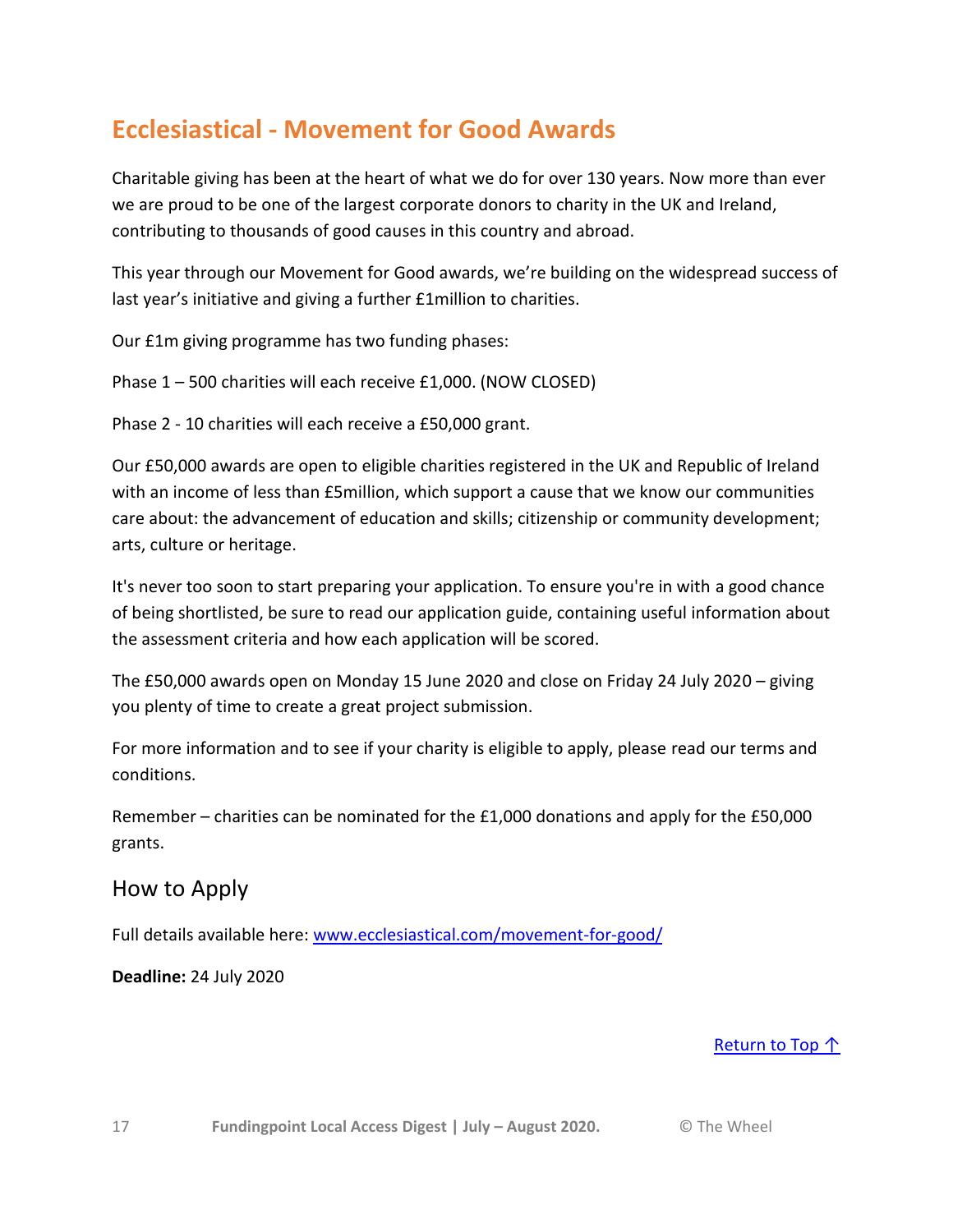## Ecclesiastical - Movement for Good Awards

Charitable giving has been at the heart of what we do for over 130 years. Now more than ever we are proud to be one of the largest corporate donors to charity in the UK and Ireland, contributing to thousands of good causes in this country and abroad.

This year through our Movement for Good awards, we're building on the widespread success of last year's initiative and giving a further £1million to charities.

Our £1m giving programme has two funding phases:

Phase 1 – 500 charities will each receive £1,000. (NOW CLOSED)

Phase 2 - 10 charities will each receive a £50,000 grant.

Our £50,000 awards are open to eligible charities registered in the UK and Republic of Ireland with an income of less than £5million, which support a cause that we know our communities care about: the advancement of education and skills; citizenship or community development; arts, culture or heritage.

It's never too soon to start preparing your application. To ensure you're in with a good chance of being shortlisted, be sure to read our application guide, containing useful information about the assessment criteria and how each application will be scored.

The £50,000 awards open on Monday 15 June 2020 and close on Friday 24 July 2020 – giving you plenty of time to create a great project submission.

For more information and to see if your charity is eligible to apply, please read our terms and conditions.

Remember – charities can be nominated for the £1,000 donations and apply for the £50,000 grants.

### How to Apply

Full details available here: [www.ecclesiastical.com/movement-for-good/](http://www.ecclesiastical.com/movement-for-good/)

**Deadline:** 24 July 2020

Return to Top ↑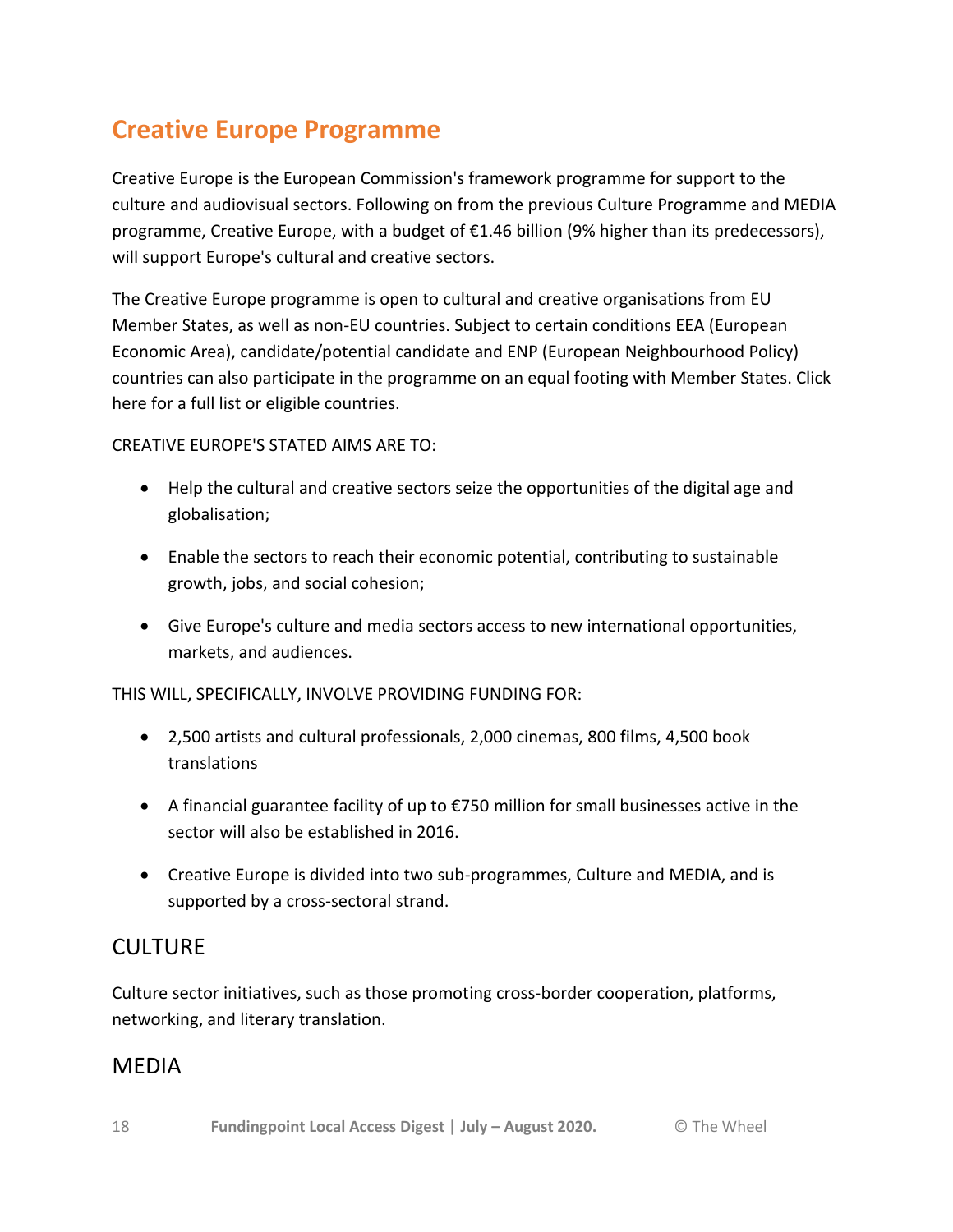## Creative Europe Programme

Creative Europe is the European Commission's framework programme for support to the culture and audiovisual sectors. Following on from the previous Culture Programme and MEDIA programme, Creative Europe, with a budget of €1.46 billion (9% higher than its predecessors), will support Europe's cultural and creative sectors.

The Creative Europe programme is open to cultural and creative organisations from EU Member States, as well as non-EU countries. Subject to certain conditions EEA (European Economic Area), candidate/potential candidate and ENP (European Neighbourhood Policy) countries can also participate in the programme on an equal footing with Member States. Click here for a full list or eligible countries.

CREATIVE EUROPE'S STATED AIMS ARE TO:

- Help the cultural and creative sectors seize the opportunities of the digital age and globalisation;
- Enable the sectors to reach their economic potential, contributing to sustainable growth, jobs, and social cohesion;
- Give Europe's culture and media sectors access to new international opportunities, markets, and audiences.

THIS WILL, SPECIFICALLY, INVOLVE PROVIDING FUNDING FOR:

- 2,500 artists and cultural professionals, 2,000 cinemas, 800 films, 4,500 book translations
- A financial guarantee facility of up to €750 million for small businesses active in the sector will also be established in 2016.
- Creative Europe is divided into two sub-programmes, Culture and MEDIA, and is supported by a cross-sectoral strand.

### CULTURE

Culture sector initiatives, such as those promoting cross-border cooperation, platforms, networking, and literary translation.

### MEDIA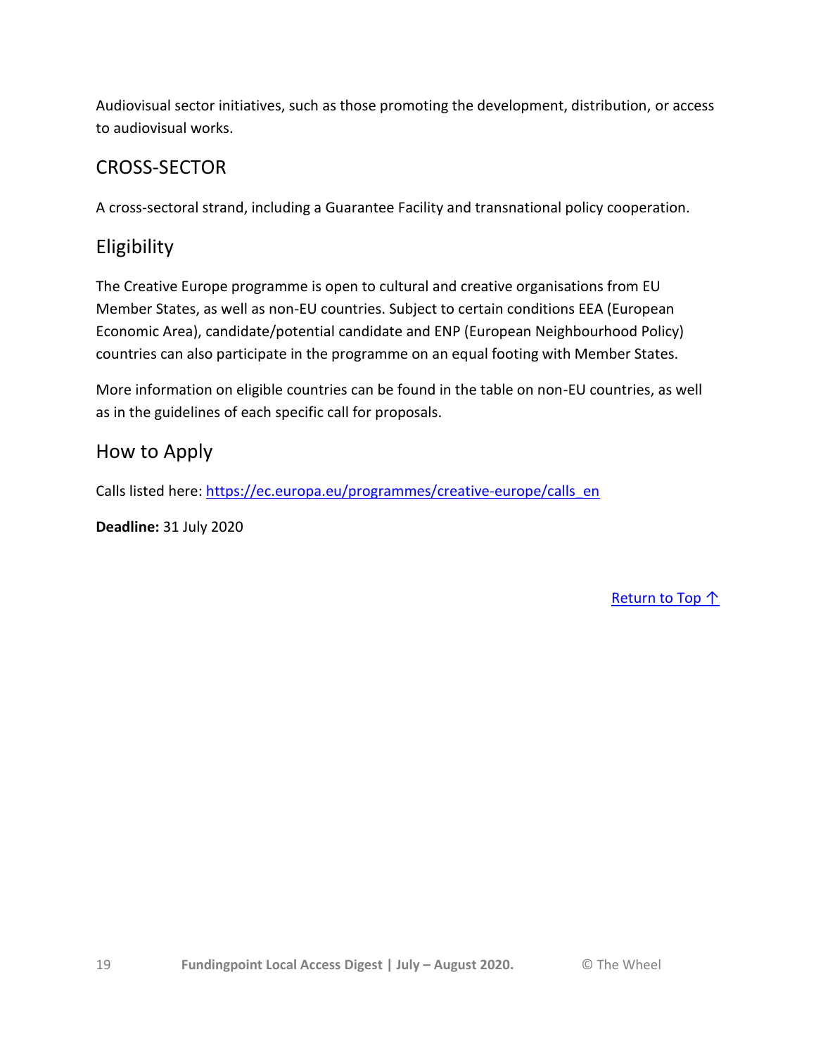Audiovisual sector initiatives, such as those promoting the development, distribution, or access to audiovisual works.

### CROSS-SECTOR

A cross-sectoral strand, including a Guarantee Facility and transnational policy cooperation.

## Eligibility

The Creative Europe programme is open to cultural and creative organisations from EU Member States, as well as non-EU countries. Subject to certain conditions EEA (European Economic Area), candidate/potential candidate and ENP (European Neighbourhood Policy) countries can also participate in the programme on an equal footing with Member States.

More information on eligible countries can be found in the table on non-EU countries, as well as in the guidelines of each specific call for proposals.

## How to Apply

Calls listed here: [https://ec.europa.eu/programmes/creative-europe/calls_en](https://ec.europa.eu/programmes/creative-europe/calls_en)

**Deadline:** 31 July 2020

Return to Top ↑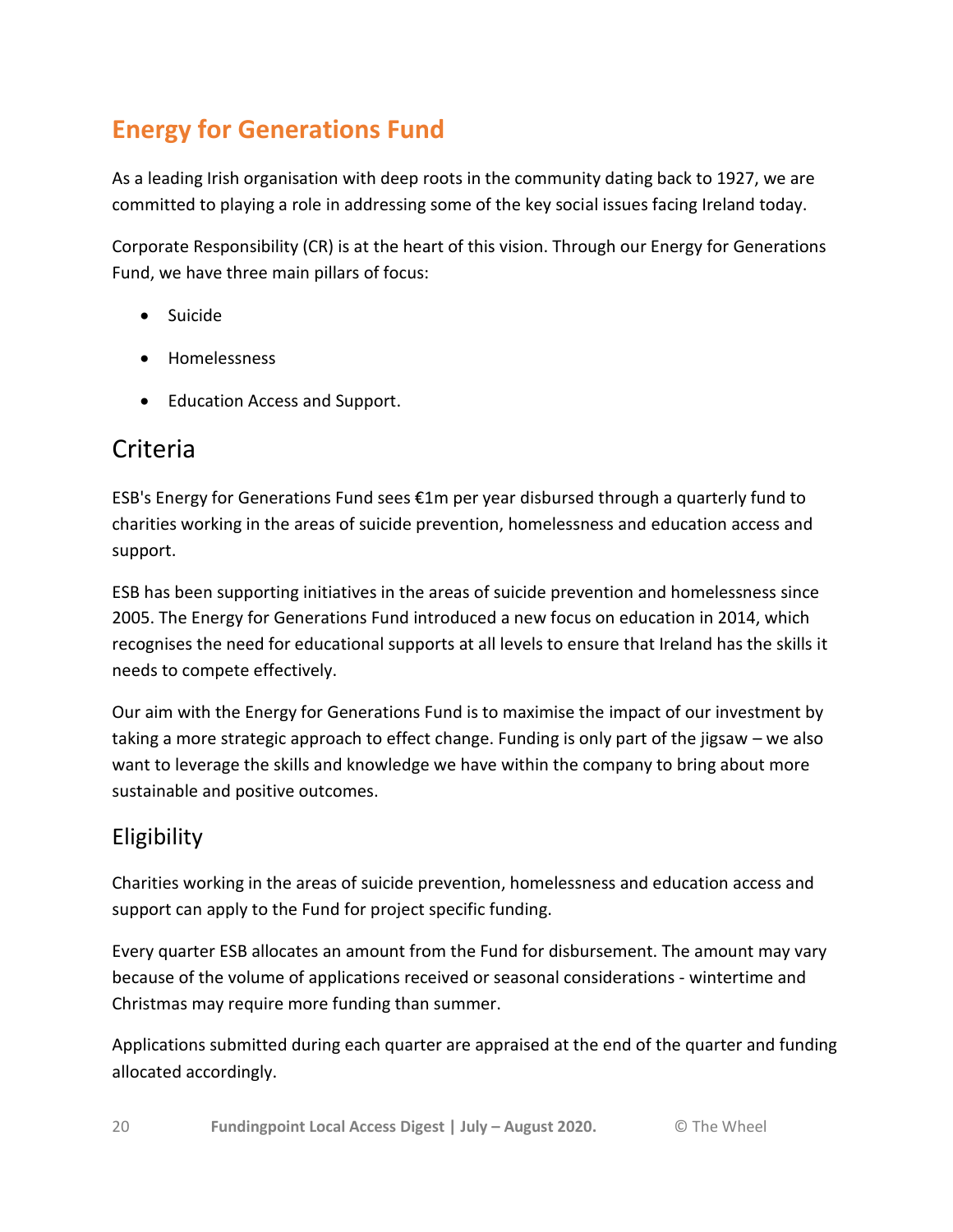## Energy for Generations Fund

As a leading Irish organisation with deep roots in the community dating back to 1927, we are committed to playing a role in addressing some of the key social issues facing Ireland today.

Corporate Responsibility (CR) is at the heart of this vision. Through our Energy for Generations Fund, we have three main pillars of focus:

- Suicide
- Homelessness
- Education Access and Support.

### Criteria

ESB's Energy for Generations Fund sees €1m per year disbursed through a quarterly fund to charities working in the areas of suicide prevention, homelessness and education access and support.

ESB has been supporting initiatives in the areas of suicide prevention and homelessness since 2005. The Energy for Generations Fund introduced a new focus on education in 2014, which recognises the need for educational supports at all levels to ensure that Ireland has the skills it needs to compete effectively.

Our aim with the Energy for Generations Fund is to maximise the impact of our investment by taking a more strategic approach to effect change. Funding is only part of the jigsaw – we also want to leverage the skills and knowledge we have within the company to bring about more sustainable and positive outcomes.

### Eligibility

Charities working in the areas of suicide prevention, homelessness and education access and support can apply to the Fund for project specific funding.

Every quarter ESB allocates an amount from the Fund for disbursement. The amount may vary because of the volume of applications received or seasonal considerations - wintertime and Christmas may require more funding than summer.

Applications submitted during each quarter are appraised at the end of the quarter and funding allocated accordingly.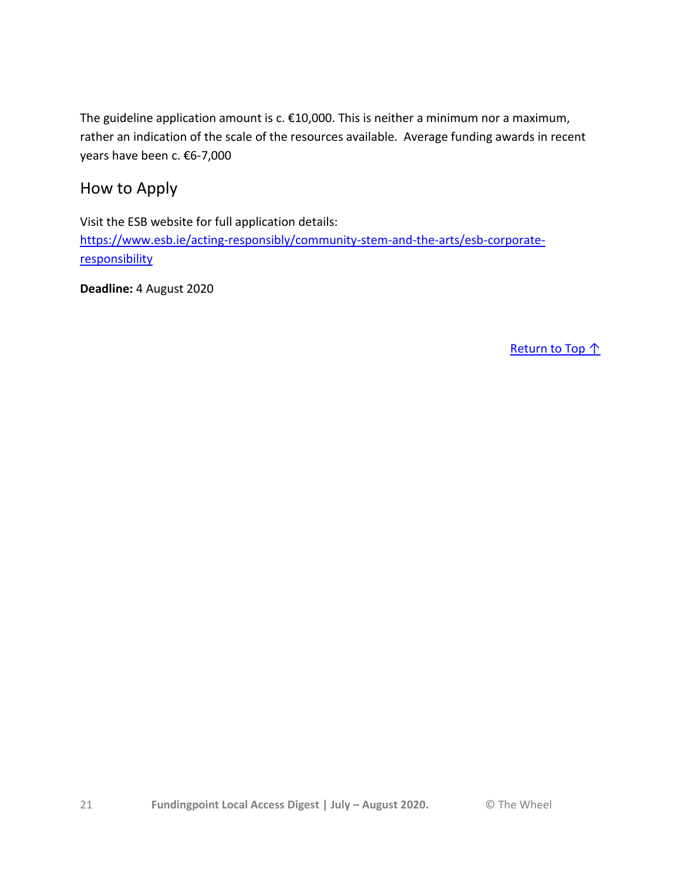The guideline application amount is c. €10,000. This is neither a minimum nor a maximum, rather an indication of the scale of the resources available. Average funding awards in recent years have been c. €6-7,000

## How to Apply

Visit the ESB website for full application details:
[https://www.esb.ie/acting-responsibly/community-stem-and-the-arts/esb-corporate-responsibility](https://www.esb.ie/acting-responsibly/community-stem-and-the-arts/esb-corporate-responsibility)

**Deadline:** 4 August 2020

Return to Top ↑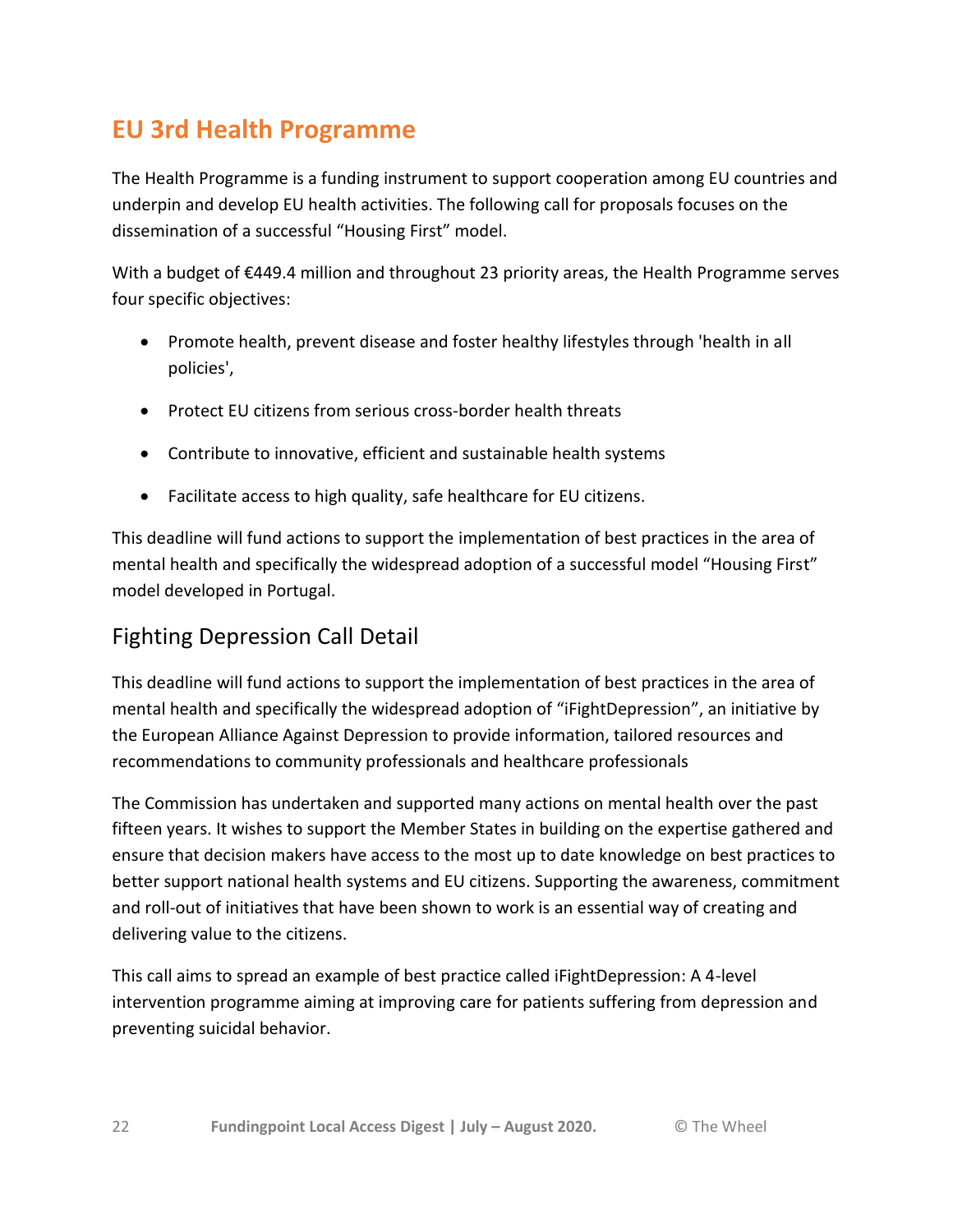## EU 3rd Health Programme

The Health Programme is a funding instrument to support cooperation among EU countries and underpin and develop EU health activities. The following call for proposals focuses on the dissemination of a successful "Housing First" model.

With a budget of €449.4 million and throughout 23 priority areas, the Health Programme serves four specific objectives:

- Promote health, prevent disease and foster healthy lifestyles through 'health in all policies',
- Protect EU citizens from serious cross-border health threats
- Contribute to innovative, efficient and sustainable health systems
- Facilitate access to high quality, safe healthcare for EU citizens.

This deadline will fund actions to support the implementation of best practices in the area of mental health and specifically the widespread adoption of a successful model "Housing First" model developed in Portugal.

### Fighting Depression Call Detail

This deadline will fund actions to support the implementation of best practices in the area of mental health and specifically the widespread adoption of "iFightDepression", an initiative by the European Alliance Against Depression to provide information, tailored resources and recommendations to community professionals and healthcare professionals

The Commission has undertaken and supported many actions on mental health over the past fifteen years. It wishes to support the Member States in building on the expertise gathered and ensure that decision makers have access to the most up to date knowledge on best practices to better support national health systems and EU citizens. Supporting the awareness, commitment and roll-out of initiatives that have been shown to work is an essential way of creating and delivering value to the citizens.

This call aims to spread an example of best practice called iFightDepression: A 4-level intervention programme aiming at improving care for patients suffering from depression and preventing suicidal behavior.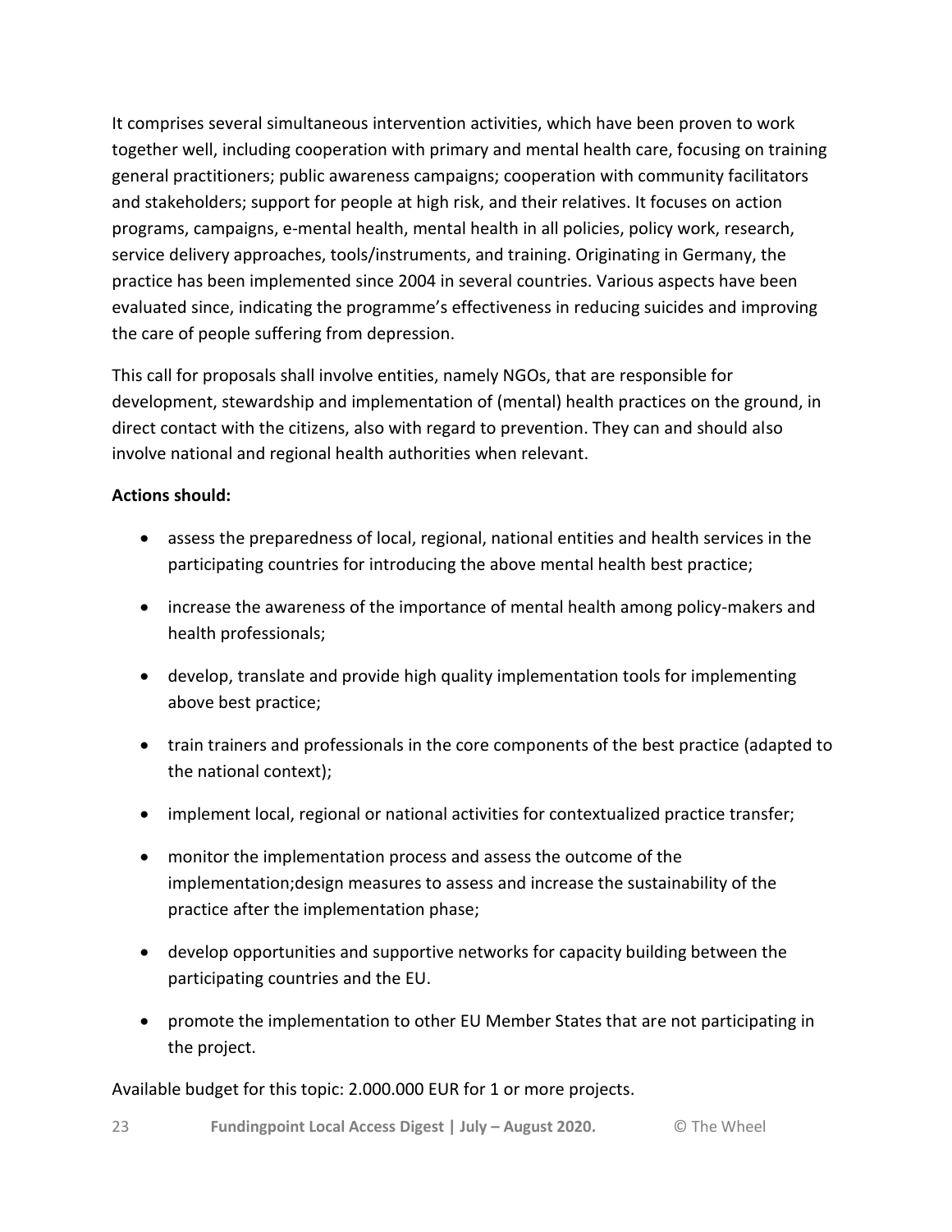It comprises several simultaneous intervention activities, which have been proven to work together well, including cooperation with primary and mental health care, focusing on training general practitioners; public awareness campaigns; cooperation with community facilitators and stakeholders; support for people at high risk, and their relatives. It focuses on action programs, campaigns, e-mental health, mental health in all policies, policy work, research, service delivery approaches, tools/instruments, and training. Originating in Germany, the practice has been implemented since 2004 in several countries. Various aspects have been evaluated since, indicating the programme's effectiveness in reducing suicides and improving the care of people suffering from depression.

This call for proposals shall involve entities, namely NGOs, that are responsible for development, stewardship and implementation of (mental) health practices on the ground, in direct contact with the citizens, also with regard to prevention. They can and should also involve national and regional health authorities when relevant.

**Actions should:**

- assess the preparedness of local, regional, national entities and health services in the participating countries for introducing the above mental health best practice;
- increase the awareness of the importance of mental health among policy-makers and health professionals;
- develop, translate and provide high quality implementation tools for implementing above best practice;
- train trainers and professionals in the core components of the best practice (adapted to the national context);
- implement local, regional or national activities for contextualized practice transfer;
- monitor the implementation process and assess the outcome of the implementation;design measures to assess and increase the sustainability of the practice after the implementation phase;
- develop opportunities and supportive networks for capacity building between the participating countries and the EU.
- promote the implementation to other EU Member States that are not participating in the project.

Available budget for this topic: 2.000.000 EUR for 1 or more projects.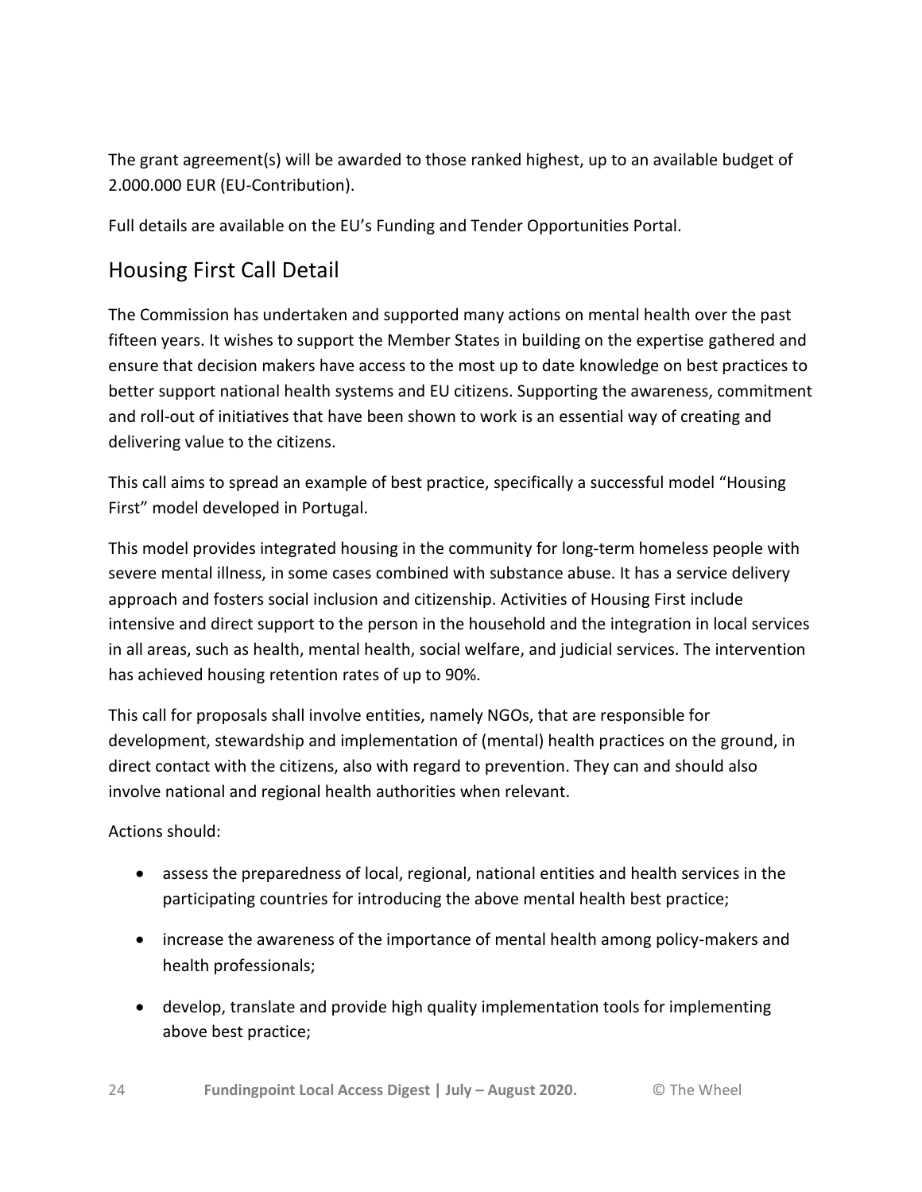The grant agreement(s) will be awarded to those ranked highest, up to an available budget of 2.000.000 EUR (EU-Contribution).

Full details are available on the EU's Funding and Tender Opportunities Portal.

## Housing First Call Detail

The Commission has undertaken and supported many actions on mental health over the past fifteen years. It wishes to support the Member States in building on the expertise gathered and ensure that decision makers have access to the most up to date knowledge on best practices to better support national health systems and EU citizens. Supporting the awareness, commitment and roll-out of initiatives that have been shown to work is an essential way of creating and delivering value to the citizens.

This call aims to spread an example of best practice, specifically a successful model "Housing First" model developed in Portugal.

This model provides integrated housing in the community for long-term homeless people with severe mental illness, in some cases combined with substance abuse. It has a service delivery approach and fosters social inclusion and citizenship. Activities of Housing First include intensive and direct support to the person in the household and the integration in local services in all areas, such as health, mental health, social welfare, and judicial services. The intervention has achieved housing retention rates of up to 90%.

This call for proposals shall involve entities, namely NGOs, that are responsible for development, stewardship and implementation of (mental) health practices on the ground, in direct contact with the citizens, also with regard to prevention. They can and should also involve national and regional health authorities when relevant.

Actions should:

- assess the preparedness of local, regional, national entities and health services in the participating countries for introducing the above mental health best practice;
- increase the awareness of the importance of mental health among policy-makers and health professionals;
- develop, translate and provide high quality implementation tools for implementing above best practice;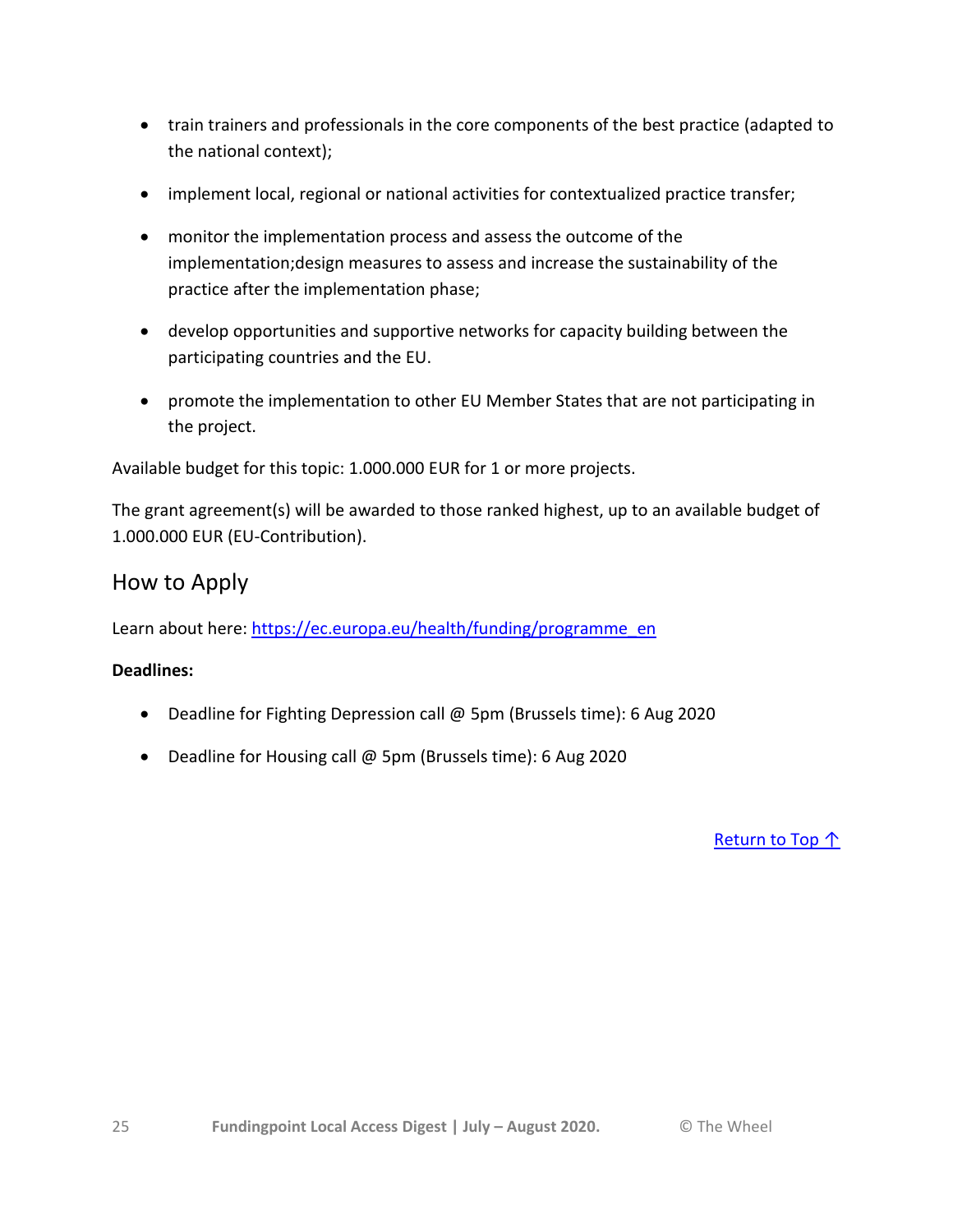- train trainers and professionals in the core components of the best practice (adapted to the national context);
- implement local, regional or national activities for contextualized practice transfer;
- monitor the implementation process and assess the outcome of the implementation;design measures to assess and increase the sustainability of the practice after the implementation phase;
- develop opportunities and supportive networks for capacity building between the participating countries and the EU.
- promote the implementation to other EU Member States that are not participating in the project.

Available budget for this topic: 1.000.000 EUR for 1 or more projects.

The grant agreement(s) will be awarded to those ranked highest, up to an available budget of 1.000.000 EUR (EU-Contribution).

## How to Apply

Learn about here: [https://ec.europa.eu/health/funding/programme_en](https://ec.europa.eu/health/funding/programme_en)

**Deadlines:**

- Deadline for Fighting Depression call @ 5pm (Brussels time): 6 Aug 2020
- Deadline for Housing call @ 5pm (Brussels time): 6 Aug 2020

Return to Top ↑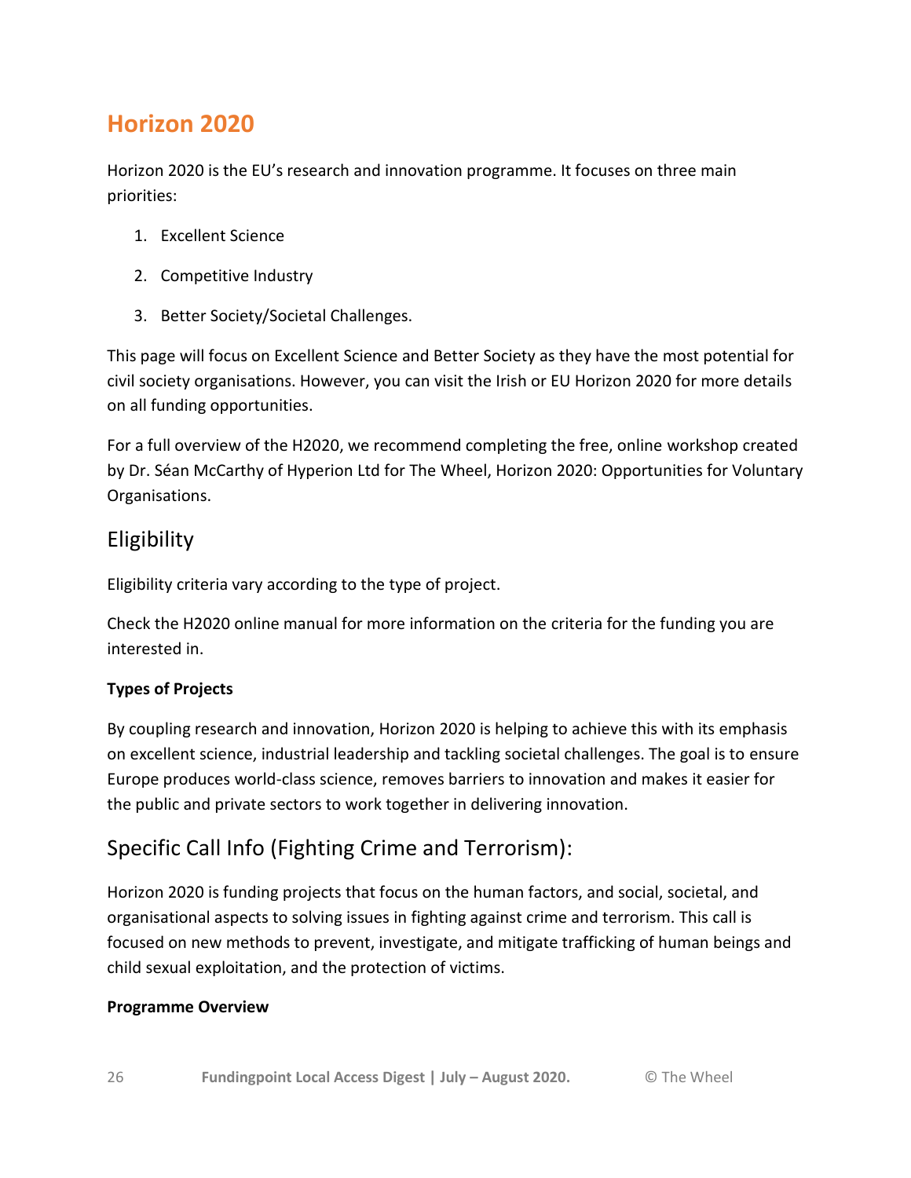# Horizon 2020

Horizon 2020 is the EU's research and innovation programme. It focuses on three main priorities:

1. Excellent Science
2. Competitive Industry
3. Better Society/Societal Challenges.

This page will focus on Excellent Science and Better Society as they have the most potential for civil society organisations. However, you can visit the Irish or EU Horizon 2020 for more details on all funding opportunities.

For a full overview of the H2020, we recommend completing the free, online workshop created by Dr. Séan McCarthy of Hyperion Ltd for The Wheel, Horizon 2020: Opportunities for Voluntary Organisations.

## Eligibility

Eligibility criteria vary according to the type of project.

Check the H2020 online manual for more information on the criteria for the funding you are interested in.

**Types of Projects**

By coupling research and innovation, Horizon 2020 is helping to achieve this with its emphasis on excellent science, industrial leadership and tackling societal challenges. The goal is to ensure Europe produces world-class science, removes barriers to innovation and makes it easier for the public and private sectors to work together in delivering innovation.

## Specific Call Info (Fighting Crime and Terrorism):

Horizon 2020 is funding projects that focus on the human factors, and social, societal, and organisational aspects to solving issues in fighting against crime and terrorism. This call is focused on new methods to prevent, investigate, and mitigate trafficking of human beings and child sexual exploitation, and the protection of victims.

**Programme Overview**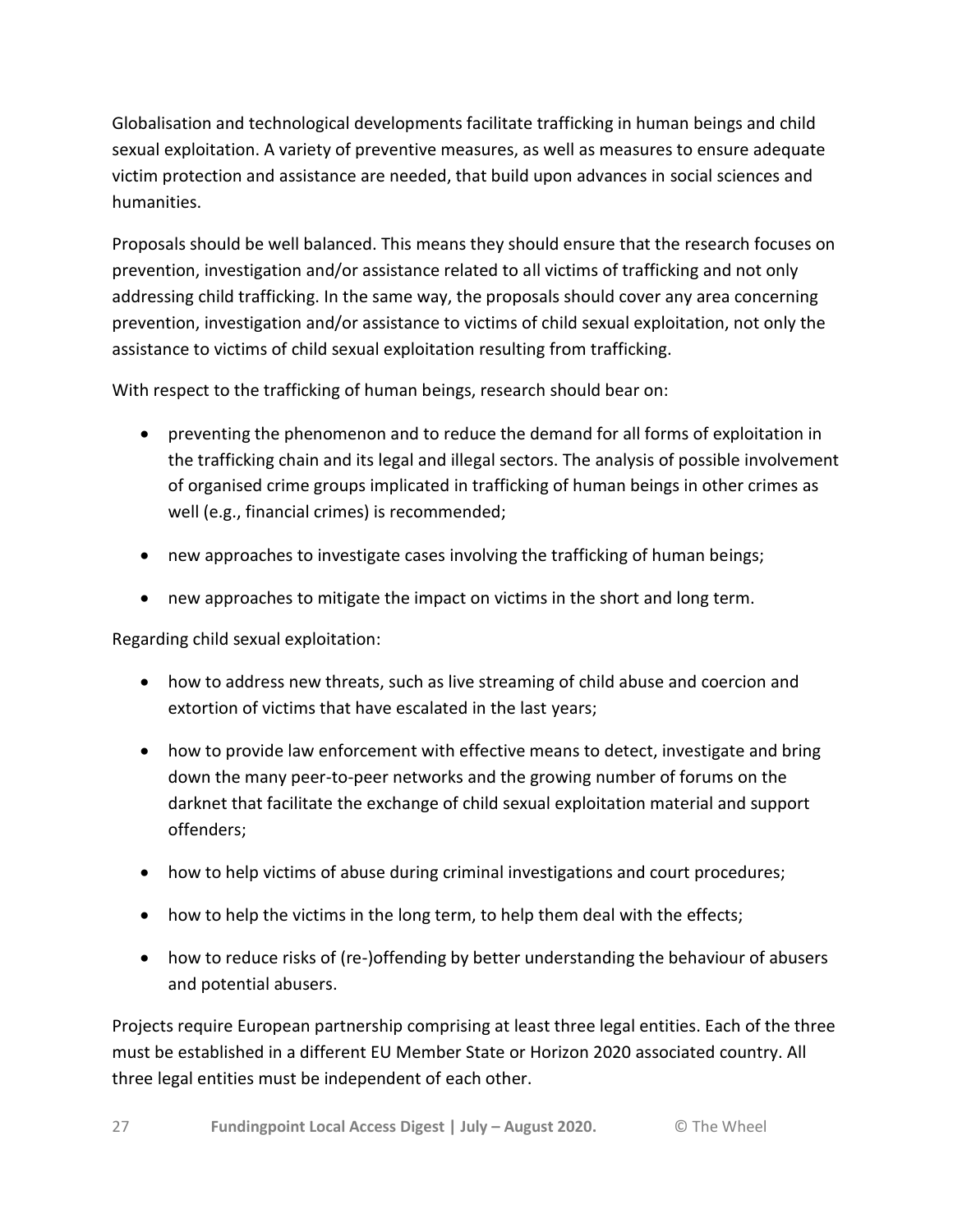Globalisation and technological developments facilitate trafficking in human beings and child sexual exploitation. A variety of preventive measures, as well as measures to ensure adequate victim protection and assistance are needed, that build upon advances in social sciences and humanities.

Proposals should be well balanced. This means they should ensure that the research focuses on prevention, investigation and/or assistance related to all victims of trafficking and not only addressing child trafficking. In the same way, the proposals should cover any area concerning prevention, investigation and/or assistance to victims of child sexual exploitation, not only the assistance to victims of child sexual exploitation resulting from trafficking.

With respect to the trafficking of human beings, research should bear on:

- preventing the phenomenon and to reduce the demand for all forms of exploitation in the trafficking chain and its legal and illegal sectors. The analysis of possible involvement of organised crime groups implicated in trafficking of human beings in other crimes as well (e.g., financial crimes) is recommended;
- new approaches to investigate cases involving the trafficking of human beings;
- new approaches to mitigate the impact on victims in the short and long term.

Regarding child sexual exploitation:

- how to address new threats, such as live streaming of child abuse and coercion and extortion of victims that have escalated in the last years;
- how to provide law enforcement with effective means to detect, investigate and bring down the many peer-to-peer networks and the growing number of forums on the darknet that facilitate the exchange of child sexual exploitation material and support offenders;
- how to help victims of abuse during criminal investigations and court procedures;
- how to help the victims in the long term, to help them deal with the effects;
- how to reduce risks of (re-)offending by better understanding the behaviour of abusers and potential abusers.

Projects require European partnership comprising at least three legal entities. Each of the three must be established in a different EU Member State or Horizon 2020 associated country. All three legal entities must be independent of each other.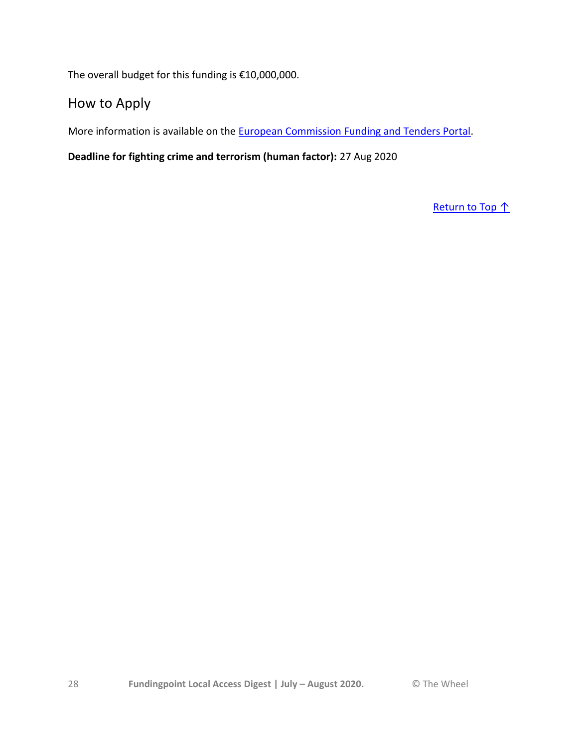The overall budget for this funding is €10,000,000.

## How to Apply

More information is available on the European Commission Funding and Tenders Portal.

**Deadline for fighting crime and terrorism (human factor):** 27 Aug 2020

Return to Top ↑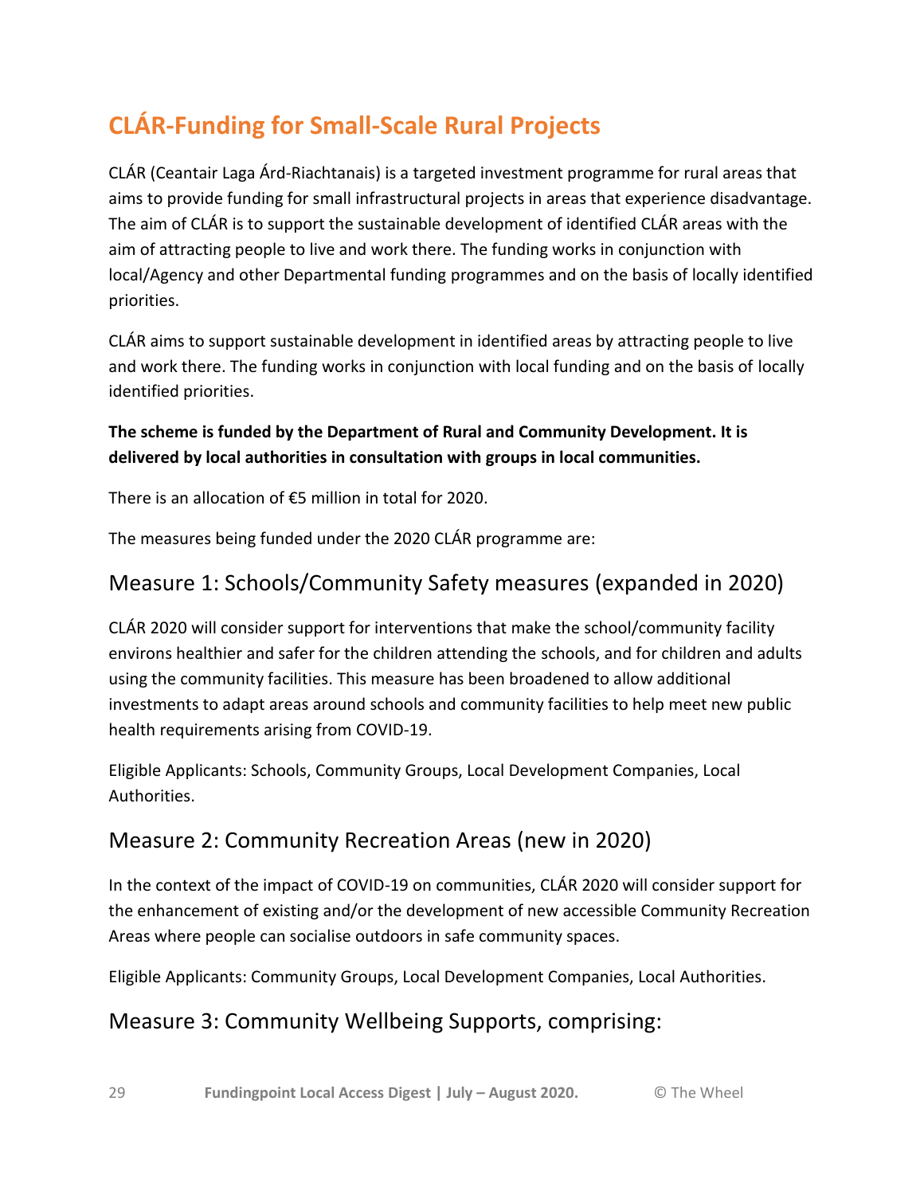## CLÁR-Funding for Small-Scale Rural Projects

CLÁR (Ceantair Laga Árd-Riachtanais) is a targeted investment programme for rural areas that aims to provide funding for small infrastructural projects in areas that experience disadvantage. The aim of CLÁR is to support the sustainable development of identified CLÁR areas with the aim of attracting people to live and work there. The funding works in conjunction with local/Agency and other Departmental funding programmes and on the basis of locally identified priorities.

CLÁR aims to support sustainable development in identified areas by attracting people to live and work there. The funding works in conjunction with local funding and on the basis of locally identified priorities.

**The scheme is funded by the Department of Rural and Community Development. It is delivered by local authorities in consultation with groups in local communities.**

There is an allocation of €5 million in total for 2020.

The measures being funded under the 2020 CLÁR programme are:

### Measure 1: Schools/Community Safety measures (expanded in 2020)

CLÁR 2020 will consider support for interventions that make the school/community facility environs healthier and safer for the children attending the schools, and for children and adults using the community facilities. This measure has been broadened to allow additional investments to adapt areas around schools and community facilities to help meet new public health requirements arising from COVID-19.

Eligible Applicants: Schools, Community Groups, Local Development Companies, Local Authorities.

### Measure 2: Community Recreation Areas (new in 2020)

In the context of the impact of COVID-19 on communities, CLÁR 2020 will consider support for the enhancement of existing and/or the development of new accessible Community Recreation Areas where people can socialise outdoors in safe community spaces.

Eligible Applicants: Community Groups, Local Development Companies, Local Authorities.

### Measure 3: Community Wellbeing Supports, comprising: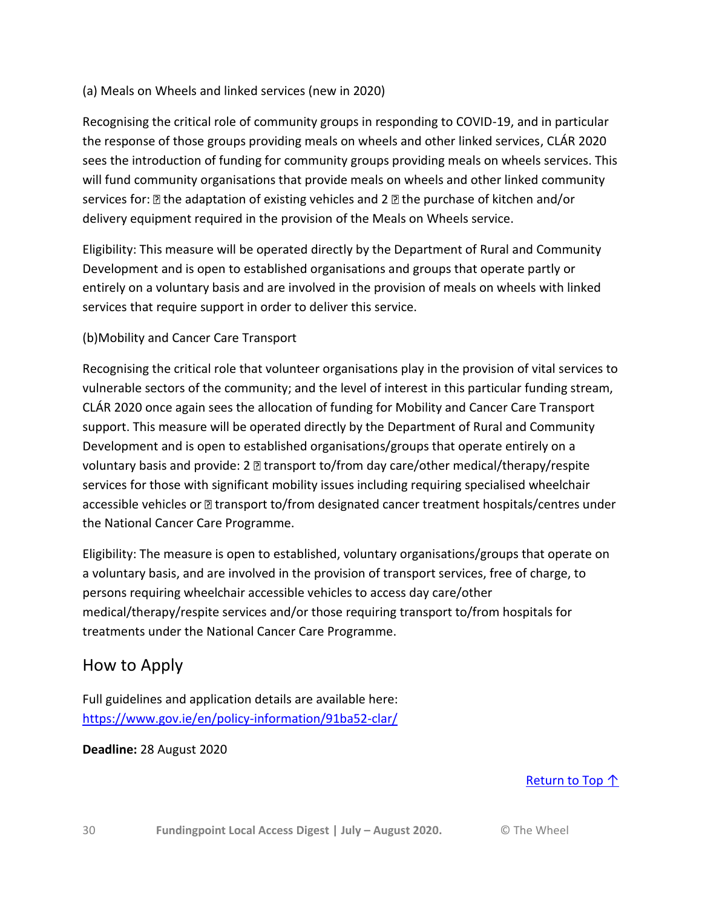(a) Meals on Wheels and linked services (new in 2020)

Recognising the critical role of community groups in responding to COVID-19, and in particular the response of those groups providing meals on wheels and other linked services, CLÁR 2020 sees the introduction of funding for community groups providing meals on wheels services. This will fund community organisations that provide meals on wheels and other linked community services for:  the adaptation of existing vehicles and 2  the purchase of kitchen and/or delivery equipment required in the provision of the Meals on Wheels service.

Eligibility: This measure will be operated directly by the Department of Rural and Community Development and is open to established organisations and groups that operate partly or entirely on a voluntary basis and are involved in the provision of meals on wheels with linked services that require support in order to deliver this service.

(b)Mobility and Cancer Care Transport

Recognising the critical role that volunteer organisations play in the provision of vital services to vulnerable sectors of the community; and the level of interest in this particular funding stream, CLÁR 2020 once again sees the allocation of funding for Mobility and Cancer Care Transport support. This measure will be operated directly by the Department of Rural and Community Development and is open to established organisations/groups that operate entirely on a voluntary basis and provide: 2  transport to/from day care/other medical/therapy/respite services for those with significant mobility issues including requiring specialised wheelchair accessible vehicles or  transport to/from designated cancer treatment hospitals/centres under the National Cancer Care Programme.

Eligibility: The measure is open to established, voluntary organisations/groups that operate on a voluntary basis, and are involved in the provision of transport services, free of charge, to persons requiring wheelchair accessible vehicles to access day care/other medical/therapy/respite services and/or those requiring transport to/from hospitals for treatments under the National Cancer Care Programme.

## How to Apply

Full guidelines and application details are available here: [https://www.gov.ie/en/policy-information/91ba52-clar/](https://www.gov.ie/en/policy-information/91ba52-clar/)

**Deadline:** 28 August 2020

Return to Top ↑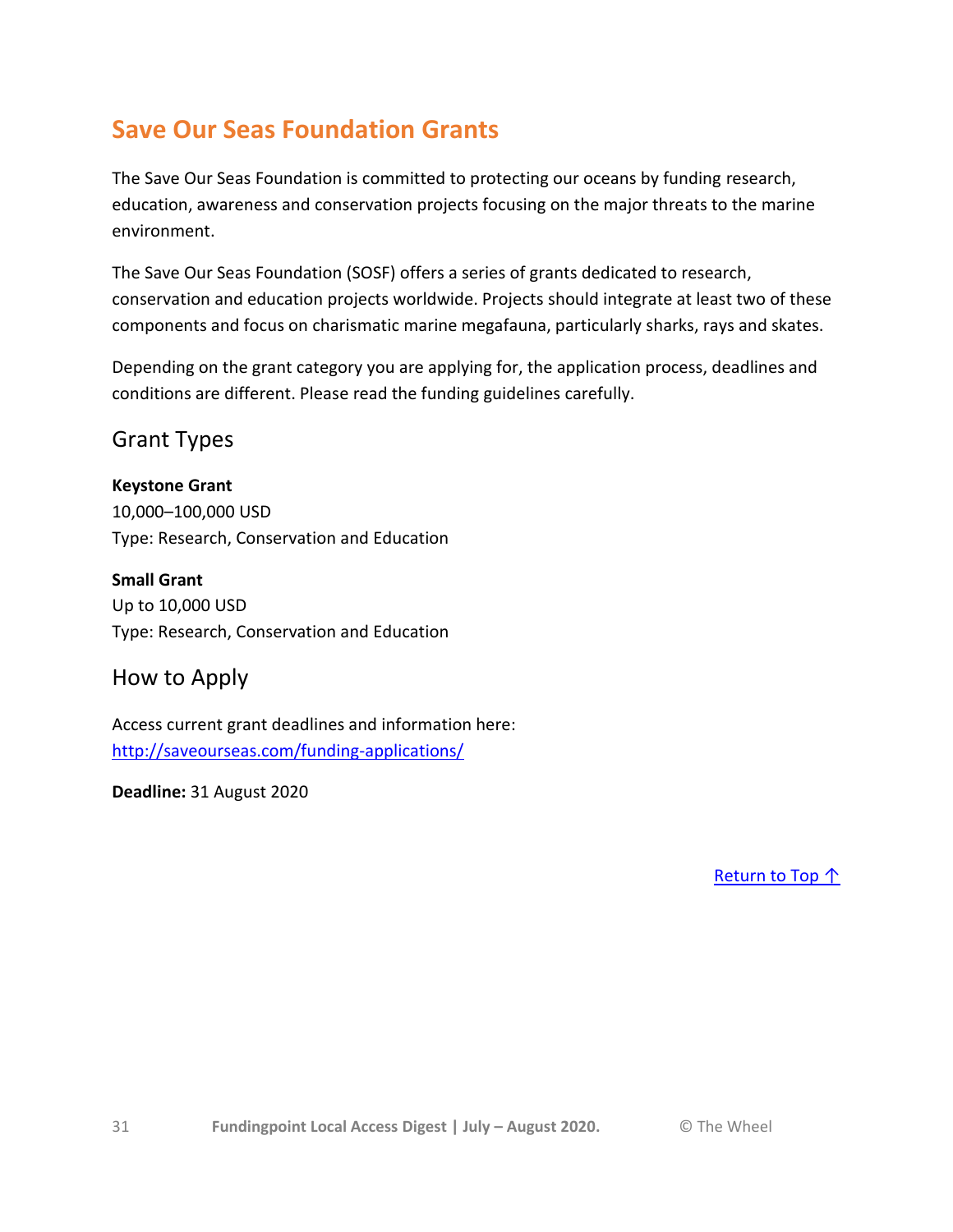## Save Our Seas Foundation Grants

The Save Our Seas Foundation is committed to protecting our oceans by funding research, education, awareness and conservation projects focusing on the major threats to the marine environment.

The Save Our Seas Foundation (SOSF) offers a series of grants dedicated to research, conservation and education projects worldwide. Projects should integrate at least two of these components and focus on charismatic marine megafauna, particularly sharks, rays and skates.

Depending on the grant category you are applying for, the application process, deadlines and conditions are different. Please read the funding guidelines carefully.

### Grant Types

**Keystone Grant**
10,000–100,000 USD
Type: Research, Conservation and Education

**Small Grant**
Up to 10,000 USD
Type: Research, Conservation and Education

### How to Apply

Access current grant deadlines and information here:
http://saveourseas.com/funding-applications/

**Deadline:** 31 August 2020

Return to Top ↑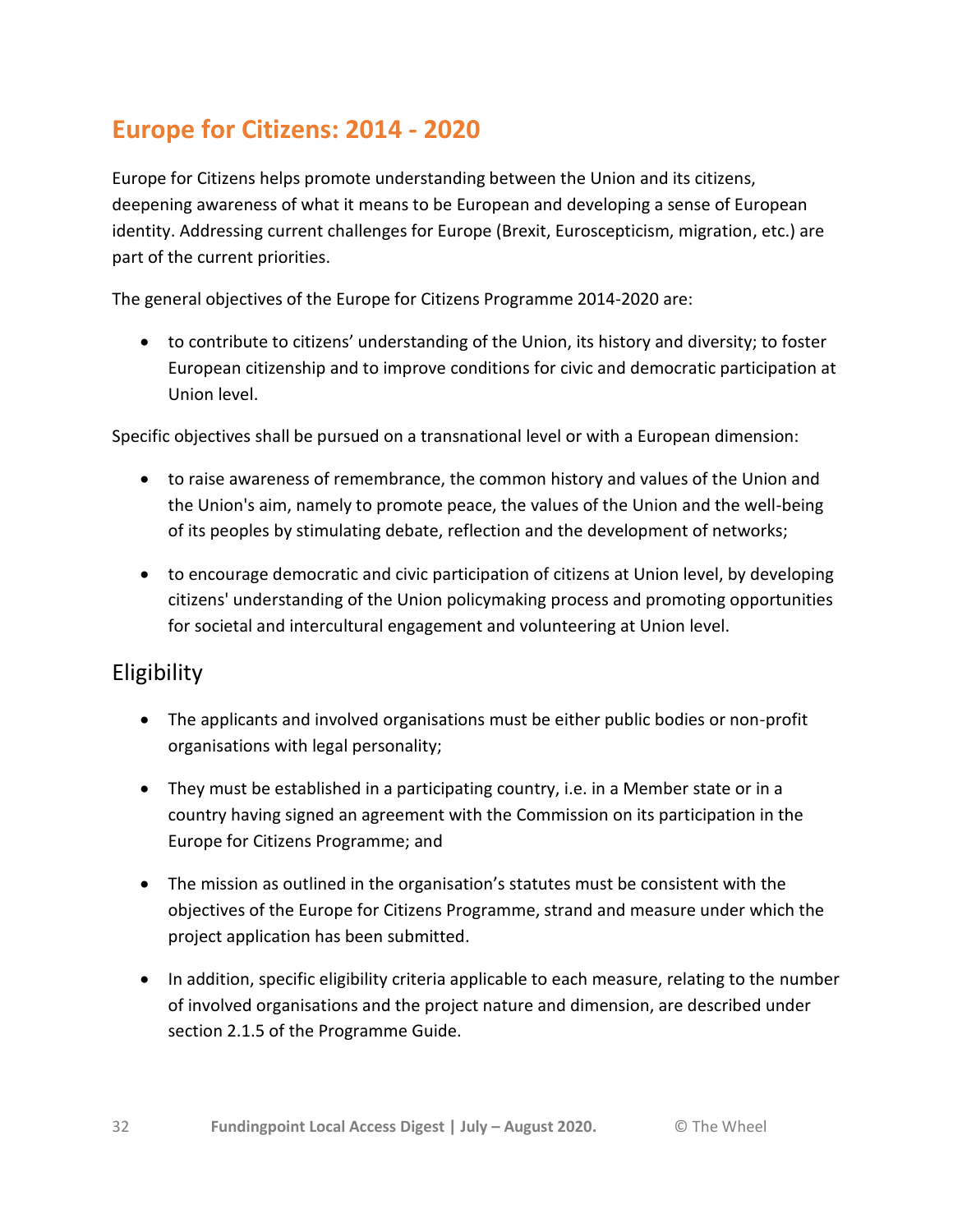## Europe for Citizens: 2014 - 2020

Europe for Citizens helps promote understanding between the Union and its citizens, deepening awareness of what it means to be European and developing a sense of European identity. Addressing current challenges for Europe (Brexit, Euroscepticism, migration, etc.) are part of the current priorities.

The general objectives of the Europe for Citizens Programme 2014-2020 are:

- to contribute to citizens' understanding of the Union, its history and diversity; to foster European citizenship and to improve conditions for civic and democratic participation at Union level.

Specific objectives shall be pursued on a transnational level or with a European dimension:

- to raise awareness of remembrance, the common history and values of the Union and the Union's aim, namely to promote peace, the values of the Union and the well-being of its peoples by stimulating debate, reflection and the development of networks;
- to encourage democratic and civic participation of citizens at Union level, by developing citizens' understanding of the Union policymaking process and promoting opportunities for societal and intercultural engagement and volunteering at Union level.

### Eligibility

- The applicants and involved organisations must be either public bodies or non-profit organisations with legal personality;
- They must be established in a participating country, i.e. in a Member state or in a country having signed an agreement with the Commission on its participation in the Europe for Citizens Programme; and
- The mission as outlined in the organisation's statutes must be consistent with the objectives of the Europe for Citizens Programme, strand and measure under which the project application has been submitted.
- In addition, specific eligibility criteria applicable to each measure, relating to the number of involved organisations and the project nature and dimension, are described under section 2.1.5 of the Programme Guide.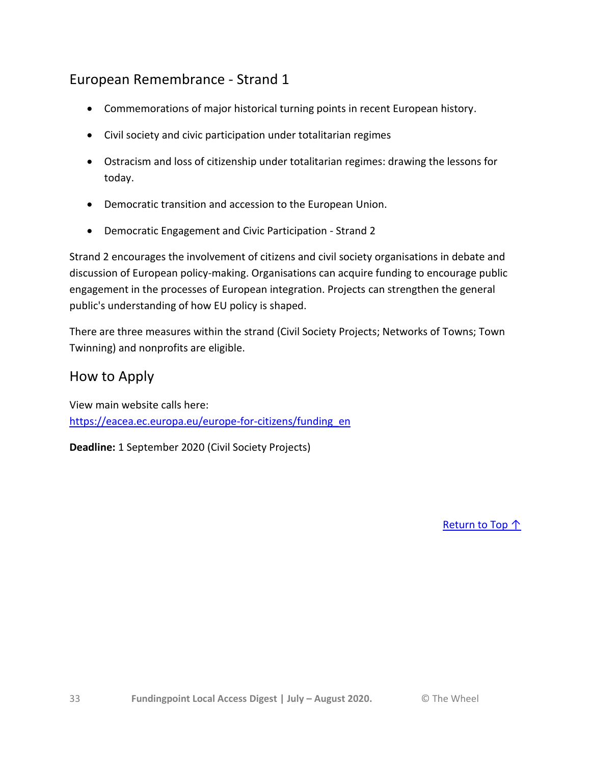## European Remembrance - Strand 1

- Commemorations of major historical turning points in recent European history.
- Civil society and civic participation under totalitarian regimes
- Ostracism and loss of citizenship under totalitarian regimes: drawing the lessons for today.
- Democratic transition and accession to the European Union.
- Democratic Engagement and Civic Participation - Strand 2

Strand 2 encourages the involvement of citizens and civil society organisations in debate and discussion of European policy-making. Organisations can acquire funding to encourage public engagement in the processes of European integration. Projects can strengthen the general public's understanding of how EU policy is shaped.

There are three measures within the strand (Civil Society Projects; Networks of Towns; Town Twinning) and nonprofits are eligible.

## How to Apply

View main website calls here:
[https://eacea.ec.europa.eu/europe-for-citizens/funding_en](https://eacea.ec.europa.eu/europe-for-citizens/funding_en)

**Deadline:** 1 September 2020 (Civil Society Projects)

Return to Top ↑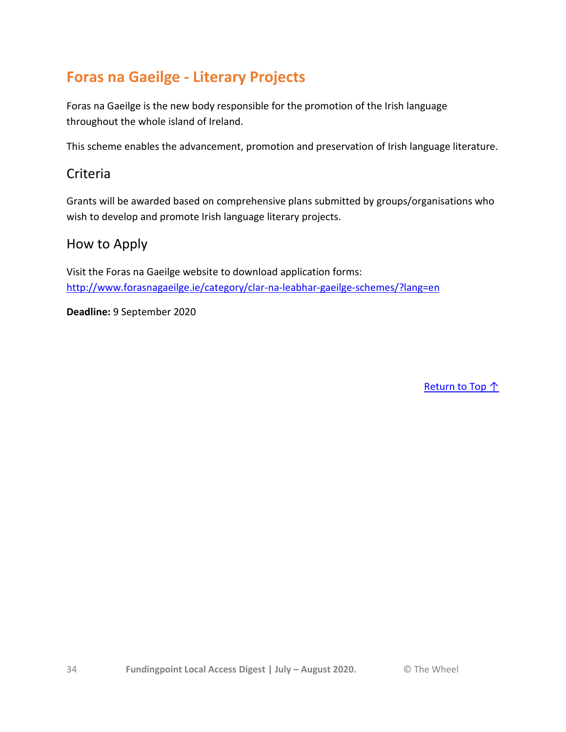## Foras na Gaeilge - Literary Projects

Foras na Gaeilge is the new body responsible for the promotion of the Irish language throughout the whole island of Ireland.

This scheme enables the advancement, promotion and preservation of Irish language literature.

### Criteria

Grants will be awarded based on comprehensive plans submitted by groups/organisations who wish to develop and promote Irish language literary projects.

### How to Apply

Visit the Foras na Gaeilge website to download application forms: http://www.forasnagaeilge.ie/category/clar-na-leabhar-gaeilge-schemes/?lang=en

**Deadline:** 9 September 2020

Return to Top ↑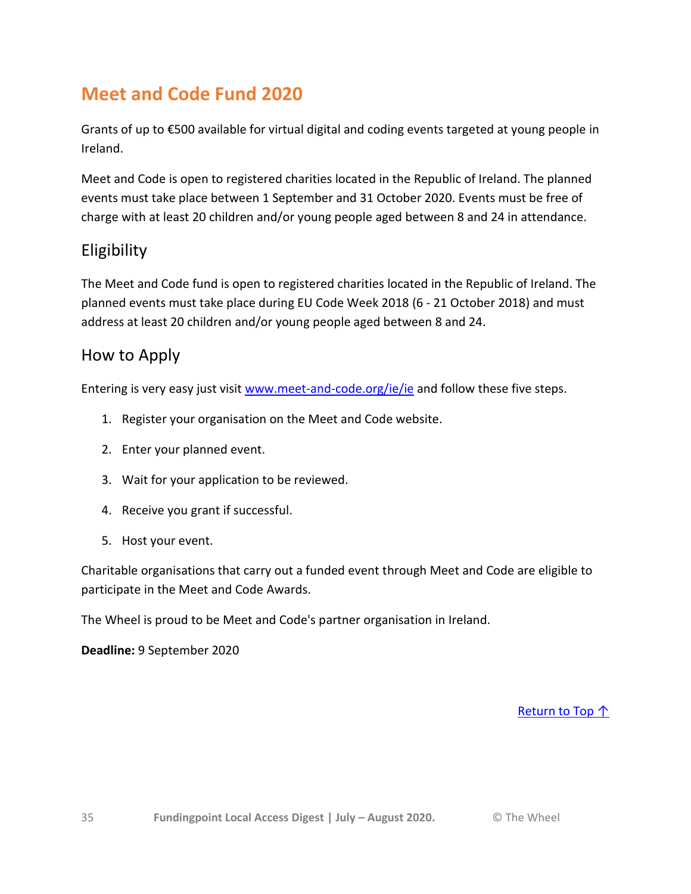## Meet and Code Fund 2020

Grants of up to €500 available for virtual digital and coding events targeted at young people in Ireland.

Meet and Code is open to registered charities located in the Republic of Ireland. The planned events must take place between 1 September and 31 October 2020. Events must be free of charge with at least 20 children and/or young people aged between 8 and 24 in attendance.

### Eligibility

The Meet and Code fund is open to registered charities located in the Republic of Ireland. The planned events must take place during EU Code Week 2018 (6 - 21 October 2018) and must address at least 20 children and/or young people aged between 8 and 24.

### How to Apply

Entering is very easy just visit [www.meet-and-code.org/ie/ie](www.meet-and-code.org/ie/ie) and follow these five steps.

1. Register your organisation on the Meet and Code website.
2. Enter your planned event.
3. Wait for your application to be reviewed.
4. Receive you grant if successful.
5. Host your event.

Charitable organisations that carry out a funded event through Meet and Code are eligible to participate in the Meet and Code Awards.

The Wheel is proud to be Meet and Code's partner organisation in Ireland.

**Deadline:** 9 September 2020

Return to Top ↑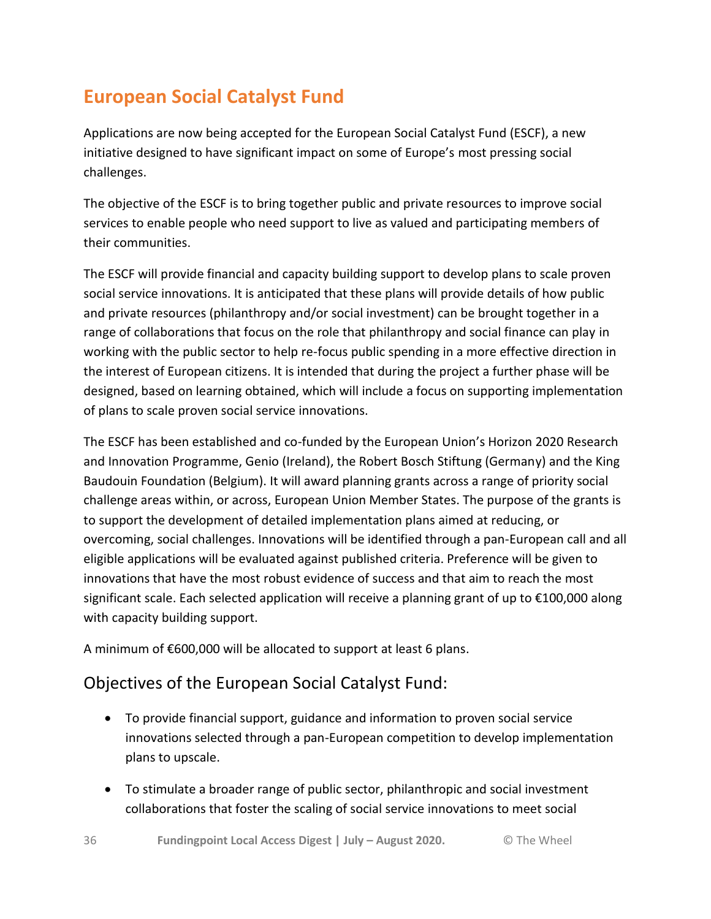# European Social Catalyst Fund

Applications are now being accepted for the European Social Catalyst Fund (ESCF), a new initiative designed to have significant impact on some of Europe's most pressing social challenges.

The objective of the ESCF is to bring together public and private resources to improve social services to enable people who need support to live as valued and participating members of their communities.

The ESCF will provide financial and capacity building support to develop plans to scale proven social service innovations. It is anticipated that these plans will provide details of how public and private resources (philanthropy and/or social investment) can be brought together in a range of collaborations that focus on the role that philanthropy and social finance can play in working with the public sector to help re-focus public spending in a more effective direction in the interest of European citizens. It is intended that during the project a further phase will be designed, based on learning obtained, which will include a focus on supporting implementation of plans to scale proven social service innovations.

The ESCF has been established and co-funded by the European Union's Horizon 2020 Research and Innovation Programme, Genio (Ireland), the Robert Bosch Stiftung (Germany) and the King Baudouin Foundation (Belgium). It will award planning grants across a range of priority social challenge areas within, or across, European Union Member States. The purpose of the grants is to support the development of detailed implementation plans aimed at reducing, or overcoming, social challenges. Innovations will be identified through a pan-European call and all eligible applications will be evaluated against published criteria. Preference will be given to innovations that have the most robust evidence of success and that aim to reach the most significant scale. Each selected application will receive a planning grant of up to €100,000 along with capacity building support.

A minimum of €600,000 will be allocated to support at least 6 plans.

## Objectives of the European Social Catalyst Fund:

- To provide financial support, guidance and information to proven social service innovations selected through a pan-European competition to develop implementation plans to upscale.
- To stimulate a broader range of public sector, philanthropic and social investment collaborations that foster the scaling of social service innovations to meet social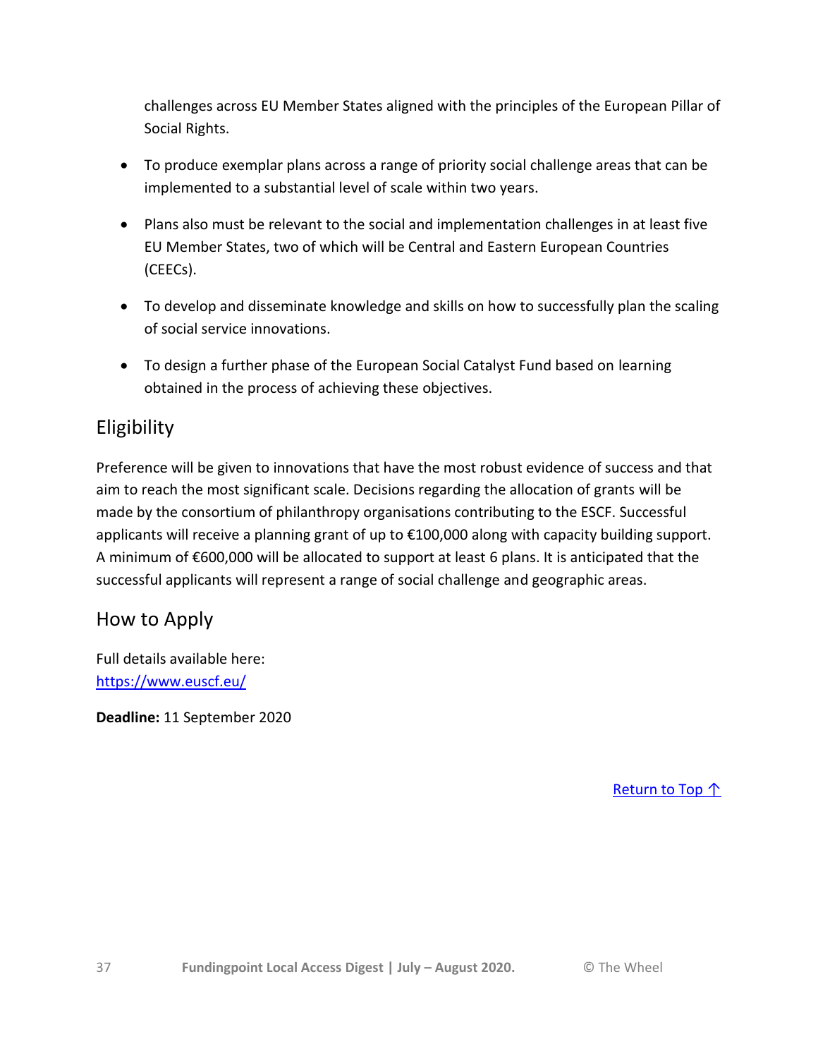challenges across EU Member States aligned with the principles of the European Pillar of Social Rights.

- To produce exemplar plans across a range of priority social challenge areas that can be implemented to a substantial level of scale within two years.
- Plans also must be relevant to the social and implementation challenges in at least five EU Member States, two of which will be Central and Eastern European Countries (CEECs).
- To develop and disseminate knowledge and skills on how to successfully plan the scaling of social service innovations.
- To design a further phase of the European Social Catalyst Fund based on learning obtained in the process of achieving these objectives.

## Eligibility

Preference will be given to innovations that have the most robust evidence of success and that aim to reach the most significant scale. Decisions regarding the allocation of grants will be made by the consortium of philanthropy organisations contributing to the ESCF. Successful applicants will receive a planning grant of up to €100,000 along with capacity building support. A minimum of €600,000 will be allocated to support at least 6 plans. It is anticipated that the successful applicants will represent a range of social challenge and geographic areas.

## How to Apply

Full details available here:
[https://www.euscf.eu/](https://www.euscf.eu/)

**Deadline:** 11 September 2020

[Return to Top ↑]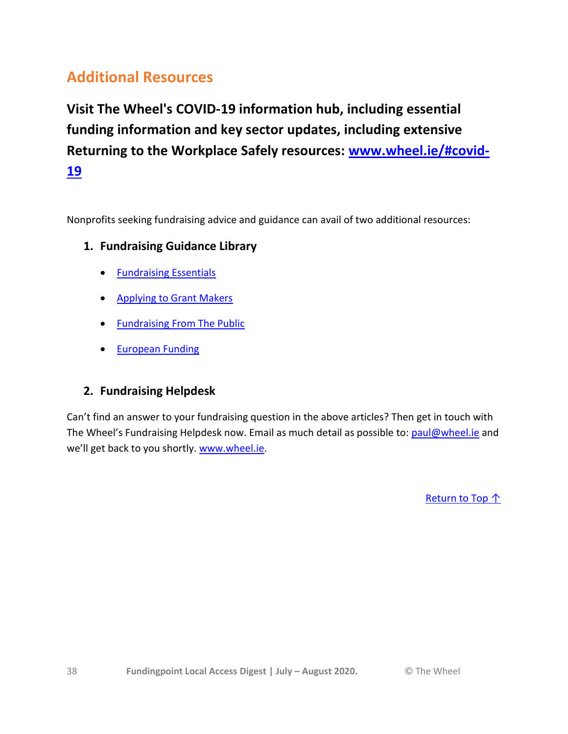## Additional Resources

**Visit The Wheel's COVID-19 information hub, including essential funding information and key sector updates, including extensive Returning to the Workplace Safely resources: www.wheel.ie/#covid-19**

Nonprofits seeking fundraising advice and guidance can avail of two additional resources:

1. **Fundraising Guidance Library**
   - Fundraising Essentials
   - Applying to Grant Makers
   - Fundraising From The Public
   - European Funding

2. **Fundraising Helpdesk**

Can't find an answer to your fundraising question in the above articles? Then get in touch with The Wheel's Fundraising Helpdesk now. Email as much detail as possible to: paul@wheel.ie and we'll get back to you shortly. www.wheel.ie.

Return to Top ↑